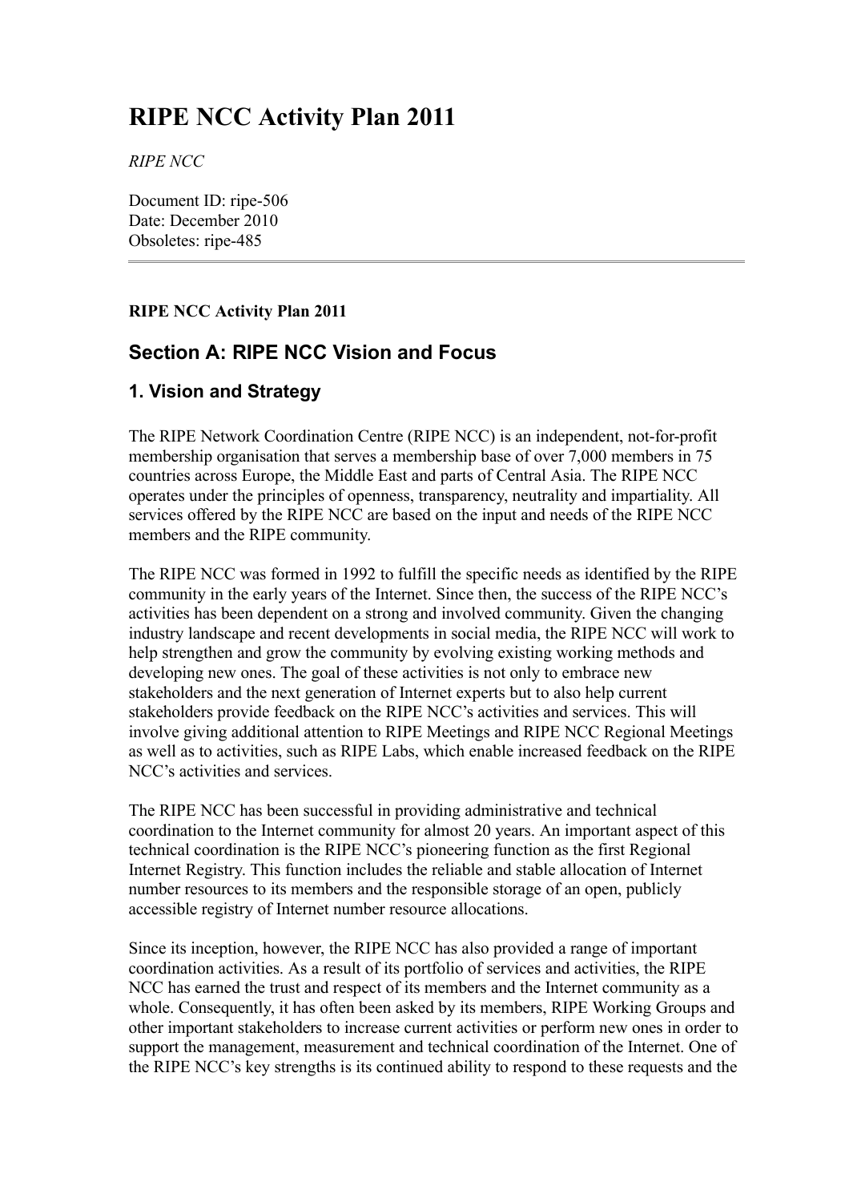# RIPE NCC Activity Plan 2011

*RIPE NCC*

Document ID: ripe-506
Date: December 2010
Obsoletes: ripe-485

---

**RIPE NCC Activity Plan 2011**

## Section A: RIPE NCC Vision and Focus

### 1. Vision and Strategy

The RIPE Network Coordination Centre (RIPE NCC) is an independent, not-for-profit membership organisation that serves a membership base of over 7,000 members in 75 countries across Europe, the Middle East and parts of Central Asia. The RIPE NCC operates under the principles of openness, transparency, neutrality and impartiality. All services offered by the RIPE NCC are based on the input and needs of the RIPE NCC members and the RIPE community.

The RIPE NCC was formed in 1992 to fulfill the specific needs as identified by the RIPE community in the early years of the Internet. Since then, the success of the RIPE NCC's activities has been dependent on a strong and involved community. Given the changing industry landscape and recent developments in social media, the RIPE NCC will work to help strengthen and grow the community by evolving existing working methods and developing new ones. The goal of these activities is not only to embrace new stakeholders and the next generation of Internet experts but to also help current stakeholders provide feedback on the RIPE NCC's activities and services. This will involve giving additional attention to RIPE Meetings and RIPE NCC Regional Meetings as well as to activities, such as RIPE Labs, which enable increased feedback on the RIPE NCC's activities and services.

The RIPE NCC has been successful in providing administrative and technical coordination to the Internet community for almost 20 years. An important aspect of this technical coordination is the RIPE NCC's pioneering function as the first Regional Internet Registry. This function includes the reliable and stable allocation of Internet number resources to its members and the responsible storage of an open, publicly accessible registry of Internet number resource allocations.

Since its inception, however, the RIPE NCC has also provided a range of important coordination activities. As a result of its portfolio of services and activities, the RIPE NCC has earned the trust and respect of its members and the Internet community as a whole. Consequently, it has often been asked by its members, RIPE Working Groups and other important stakeholders to increase current activities or perform new ones in order to support the management, measurement and technical coordination of the Internet. One of the RIPE NCC's key strengths is its continued ability to respond to these requests and the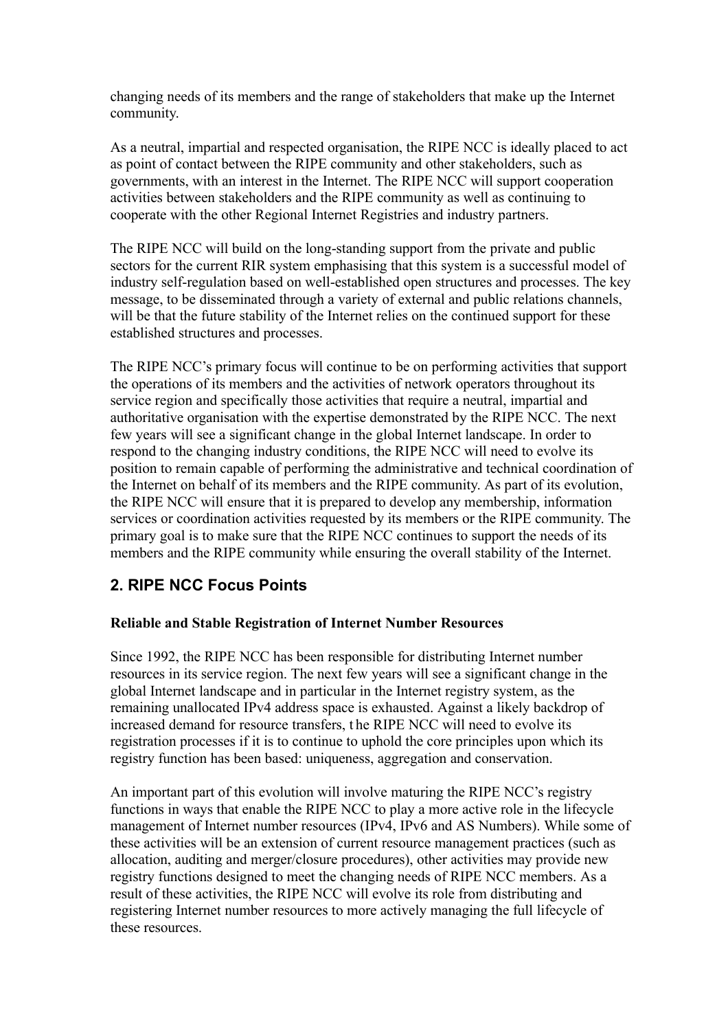changing needs of its members and the range of stakeholders that make up the Internet community.

As a neutral, impartial and respected organisation, the RIPE NCC is ideally placed to act as point of contact between the RIPE community and other stakeholders, such as governments, with an interest in the Internet. The RIPE NCC will support cooperation activities between stakeholders and the RIPE community as well as continuing to cooperate with the other Regional Internet Registries and industry partners.

The RIPE NCC will build on the long-standing support from the private and public sectors for the current RIR system emphasising that this system is a successful model of industry self-regulation based on well-established open structures and processes. The key message, to be disseminated through a variety of external and public relations channels, will be that the future stability of the Internet relies on the continued support for these established structures and processes.

The RIPE NCC's primary focus will continue to be on performing activities that support the operations of its members and the activities of network operators throughout its service region and specifically those activities that require a neutral, impartial and authoritative organisation with the expertise demonstrated by the RIPE NCC. The next few years will see a significant change in the global Internet landscape. In order to respond to the changing industry conditions, the RIPE NCC will need to evolve its position to remain capable of performing the administrative and technical coordination of the Internet on behalf of its members and the RIPE community. As part of its evolution, the RIPE NCC will ensure that it is prepared to develop any membership, information services or coordination activities requested by its members or the RIPE community. The primary goal is to make sure that the RIPE NCC continues to support the needs of its members and the RIPE community while ensuring the overall stability of the Internet.

## 2. RIPE NCC Focus Points

**Reliable and Stable Registration of Internet Number Resources**

Since 1992, the RIPE NCC has been responsible for distributing Internet number resources in its service region. The next few years will see a significant change in the global Internet landscape and in particular in the Internet registry system, as the remaining unallocated IPv4 address space is exhausted. Against a likely backdrop of increased demand for resource transfers, the RIPE NCC will need to evolve its registration processes if it is to continue to uphold the core principles upon which its registry function has been based: uniqueness, aggregation and conservation.

An important part of this evolution will involve maturing the RIPE NCC's registry functions in ways that enable the RIPE NCC to play a more active role in the lifecycle management of Internet number resources (IPv4, IPv6 and AS Numbers). While some of these activities will be an extension of current resource management practices (such as allocation, auditing and merger/closure procedures), other activities may provide new registry functions designed to meet the changing needs of RIPE NCC members. As a result of these activities, the RIPE NCC will evolve its role from distributing and registering Internet number resources to more actively managing the full lifecycle of these resources.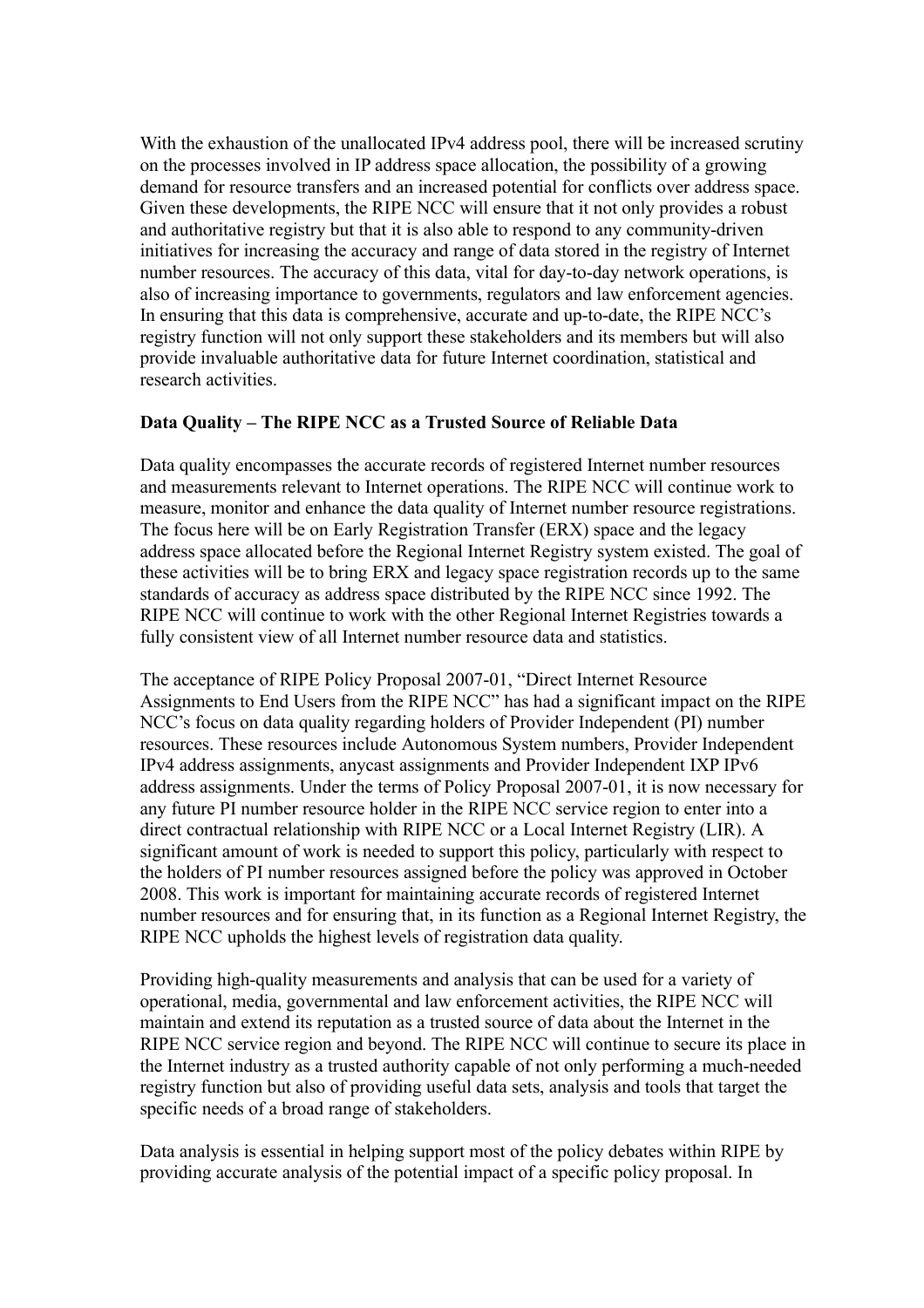With the exhaustion of the unallocated IPv4 address pool, there will be increased scrutiny on the processes involved in IP address space allocation, the possibility of a growing demand for resource transfers and an increased potential for conflicts over address space. Given these developments, the RIPE NCC will ensure that it not only provides a robust and authoritative registry but that it is also able to respond to any community-driven initiatives for increasing the accuracy and range of data stored in the registry of Internet number resources. The accuracy of this data, vital for day-to-day network operations, is also of increasing importance to governments, regulators and law enforcement agencies. In ensuring that this data is comprehensive, accurate and up-to-date, the RIPE NCC's registry function will not only support these stakeholders and its members but will also provide invaluable authoritative data for future Internet coordination, statistical and research activities.

**Data Quality – The RIPE NCC as a Trusted Source of Reliable Data**

Data quality encompasses the accurate records of registered Internet number resources and measurements relevant to Internet operations. The RIPE NCC will continue work to measure, monitor and enhance the data quality of Internet number resource registrations. The focus here will be on Early Registration Transfer (ERX) space and the legacy address space allocated before the Regional Internet Registry system existed. The goal of these activities will be to bring ERX and legacy space registration records up to the same standards of accuracy as address space distributed by the RIPE NCC since 1992. The RIPE NCC will continue to work with the other Regional Internet Registries towards a fully consistent view of all Internet number resource data and statistics.

The acceptance of RIPE Policy Proposal 2007-01, "Direct Internet Resource Assignments to End Users from the RIPE NCC" has had a significant impact on the RIPE NCC's focus on data quality regarding holders of Provider Independent (PI) number resources. These resources include Autonomous System numbers, Provider Independent IPv4 address assignments, anycast assignments and Provider Independent IXP IPv6 address assignments. Under the terms of Policy Proposal 2007-01, it is now necessary for any future PI number resource holder in the RIPE NCC service region to enter into a direct contractual relationship with RIPE NCC or a Local Internet Registry (LIR). A significant amount of work is needed to support this policy, particularly with respect to the holders of PI number resources assigned before the policy was approved in October 2008. This work is important for maintaining accurate records of registered Internet number resources and for ensuring that, in its function as a Regional Internet Registry, the RIPE NCC upholds the highest levels of registration data quality.

Providing high-quality measurements and analysis that can be used for a variety of operational, media, governmental and law enforcement activities, the RIPE NCC will maintain and extend its reputation as a trusted source of data about the Internet in the RIPE NCC service region and beyond. The RIPE NCC will continue to secure its place in the Internet industry as a trusted authority capable of not only performing a much-needed registry function but also of providing useful data sets, analysis and tools that target the specific needs of a broad range of stakeholders.

Data analysis is essential in helping support most of the policy debates within RIPE by providing accurate analysis of the potential impact of a specific policy proposal. In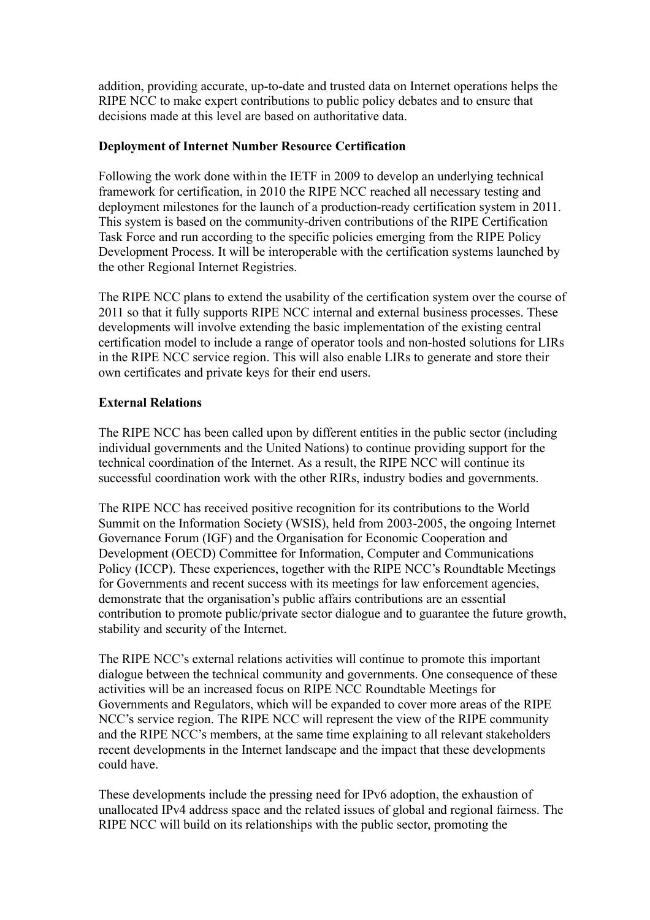addition, providing accurate, up-to-date and trusted data on Internet operations helps the RIPE NCC to make expert contributions to public policy debates and to ensure that decisions made at this level are based on authoritative data.

**Deployment of Internet Number Resource Certification**

Following the work done withing the IETF in 2009 to develop an underlying technical framework for certification, in 2010 the RIPE NCC reached all necessary testing and deployment milestones for the launch of a production-ready certification system in 2011. This system is based on the community-driven contributions of the RIPE Certification Task Force and run according to the specific policies emerging from the RIPE Policy Development Process. It will be interoperable with the certification systems launched by the other Regional Internet Registries.

The RIPE NCC plans to extend the usability of the certification system over the course of 2011 so that it fully supports RIPE NCC internal and external business processes. These developments will involve extending the basic implementation of the existing central certification model to include a range of operator tools and non-hosted solutions for LIRs in the RIPE NCC service region. This will also enable LIRs to generate and store their own certificates and private keys for their end users.

**External Relations**

The RIPE NCC has been called upon by different entities in the public sector (including individual governments and the United Nations) to continue providing support for the technical coordination of the Internet. As a result, the RIPE NCC will continue its successful coordination work with the other RIRs, industry bodies and governments.

The RIPE NCC has received positive recognition for its contributions to the World Summit on the Information Society (WSIS), held from 2003-2005, the ongoing Internet Governance Forum (IGF) and the Organisation for Economic Cooperation and Development (OECD) Committee for Information, Computer and Communications Policy (ICCP). These experiences, together with the RIPE NCC's Roundtable Meetings for Governments and recent success with its meetings for law enforcement agencies, demonstrate that the organisation's public affairs contributions are an essential contribution to promote public/private sector dialogue and to guarantee the future growth, stability and security of the Internet.

The RIPE NCC's external relations activities will continue to promote this important dialogue between the technical community and governments. One consequence of these activities will be an increased focus on RIPE NCC Roundtable Meetings for Governments and Regulators, which will be expanded to cover more areas of the RIPE NCC's service region. The RIPE NCC will represent the view of the RIPE community and the RIPE NCC's members, at the same time explaining to all relevant stakeholders recent developments in the Internet landscape and the impact that these developments could have.

These developments include the pressing need for IPv6 adoption, the exhaustion of unallocated IPv4 address space and the related issues of global and regional fairness. The RIPE NCC will build on its relationships with the public sector, promoting the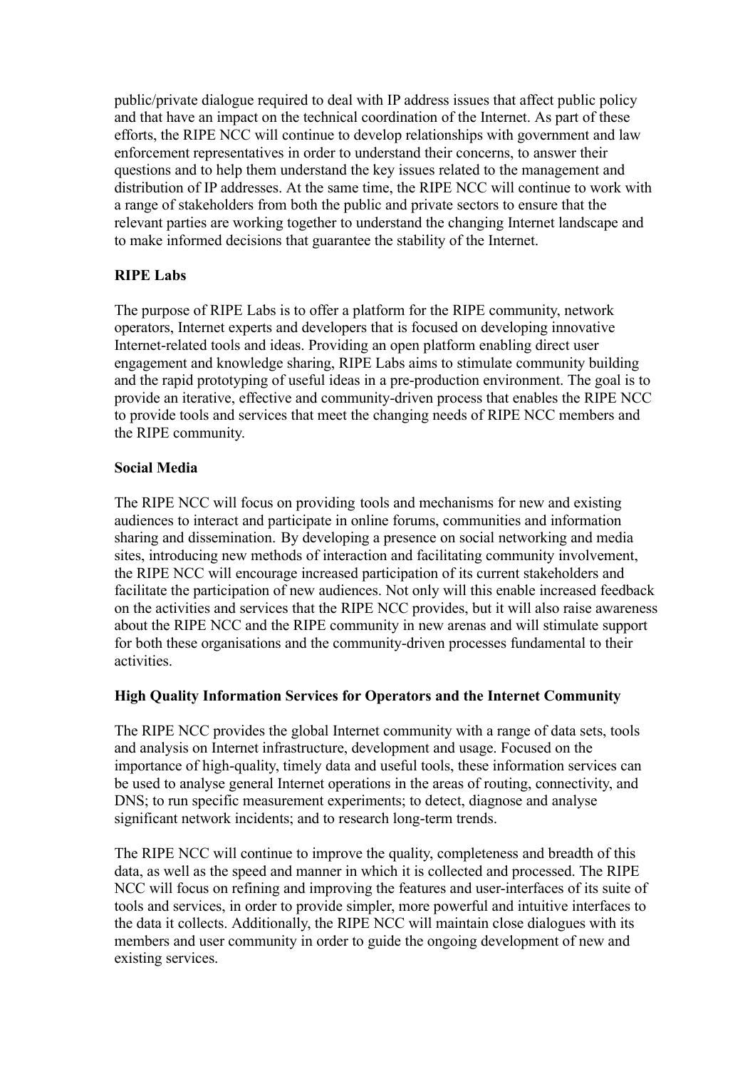public/private dialogue required to deal with IP address issues that affect public policy and that have an impact on the technical coordination of the Internet. As part of these efforts, the RIPE NCC will continue to develop relationships with government and law enforcement representatives in order to understand their concerns, to answer their questions and to help them understand the key issues related to the management and distribution of IP addresses. At the same time, the RIPE NCC will continue to work with a range of stakeholders from both the public and private sectors to ensure that the relevant parties are working together to understand the changing Internet landscape and to make informed decisions that guarantee the stability of the Internet.

**RIPE Labs**

The purpose of RIPE Labs is to offer a platform for the RIPE community, network operators, Internet experts and developers that is focused on developing innovative Internet-related tools and ideas. Providing an open platform enabling direct user engagement and knowledge sharing, RIPE Labs aims to stimulate community building and the rapid prototyping of useful ideas in a pre-production environment. The goal is to provide an iterative, effective and community-driven process that enables the RIPE NCC to provide tools and services that meet the changing needs of RIPE NCC members and the RIPE community.

**Social Media**

The RIPE NCC will focus on providing tools and mechanisms for new and existing audiences to interact and participate in online forums, communities and information sharing and dissemination. By developing a presence on social networking and media sites, introducing new methods of interaction and facilitating community involvement, the RIPE NCC will encourage increased participation of its current stakeholders and facilitate the participation of new audiences. Not only will this enable increased feedback on the activities and services that the RIPE NCC provides, but it will also raise awareness about the RIPE NCC and the RIPE community in new arenas and will stimulate support for both these organisations and the community-driven processes fundamental to their activities.

**High Quality Information Services for Operators and the Internet Community**

The RIPE NCC provides the global Internet community with a range of data sets, tools and analysis on Internet infrastructure, development and usage. Focused on the importance of high-quality, timely data and useful tools, these information services can be used to analyse general Internet operations in the areas of routing, connectivity, and DNS; to run specific measurement experiments; to detect, diagnose and analyse significant network incidents; and to research long-term trends.

The RIPE NCC will continue to improve the quality, completeness and breadth of this data, as well as the speed and manner in which it is collected and processed. The RIPE NCC will focus on refining and improving the features and user-interfaces of its suite of tools and services, in order to provide simpler, more powerful and intuitive interfaces to the data it collects. Additionally, the RIPE NCC will maintain close dialogues with its members and user community in order to guide the ongoing development of new and existing services.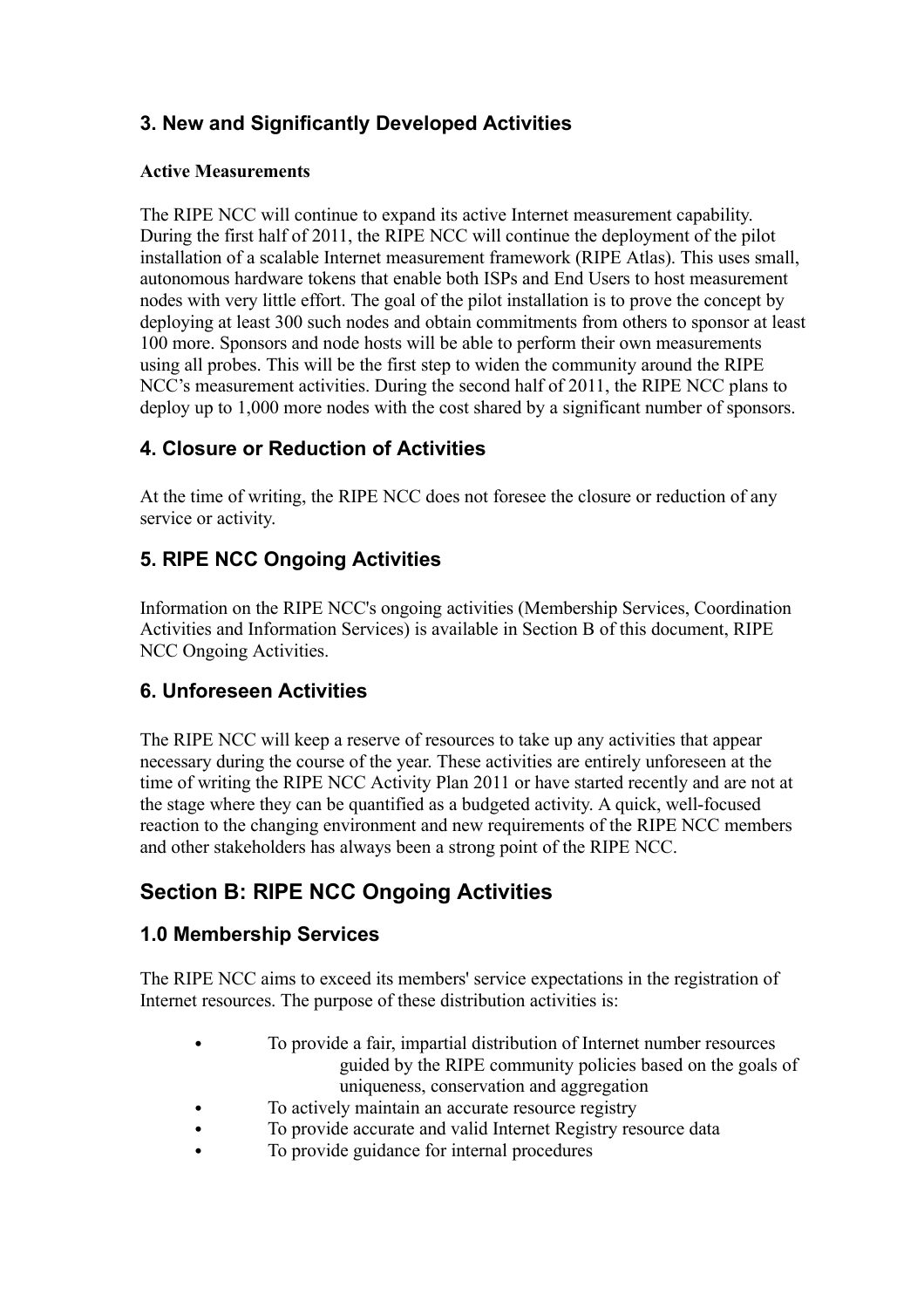## 3. New and Significantly Developed Activities

**Active Measurements**

The RIPE NCC will continue to expand its active Internet measurement capability. During the first half of 2011, the RIPE NCC will continue the deployment of the pilot installation of a scalable Internet measurement framework (RIPE Atlas). This uses small, autonomous hardware tokens that enable both ISPs and End Users to host measurement nodes with very little effort. The goal of the pilot installation is to prove the concept by deploying at least 300 such nodes and obtain commitments from others to sponsor at least 100 more. Sponsors and node hosts will be able to perform their own measurements using all probes. This will be the first step to widen the community around the RIPE NCC's measurement activities. During the second half of 2011, the RIPE NCC plans to deploy up to 1,000 more nodes with the cost shared by a significant number of sponsors.

## 4. Closure or Reduction of Activities

At the time of writing, the RIPE NCC does not foresee the closure or reduction of any service or activity.

## 5. RIPE NCC Ongoing Activities

Information on the RIPE NCC's ongoing activities (Membership Services, Coordination Activities and Information Services) is available in Section B of this document, RIPE NCC Ongoing Activities.

## 6. Unforeseen Activities

The RIPE NCC will keep a reserve of resources to take up any activities that appear necessary during the course of the year. These activities are entirely unforeseen at the time of writing the RIPE NCC Activity Plan 2011 or have started recently and are not at the stage where they can be quantified as a budgeted activity. A quick, well-focused reaction to the changing environment and new requirements of the RIPE NCC members and other stakeholders has always been a strong point of the RIPE NCC.

# Section B: RIPE NCC Ongoing Activities

## 1.0 Membership Services

The RIPE NCC aims to exceed its members' service expectations in the registration of Internet resources. The purpose of these distribution activities is:

- To provide a fair, impartial distribution of Internet number resources guided by the RIPE community policies based on the goals of uniqueness, conservation and aggregation
- To actively maintain an accurate resource registry
- To provide accurate and valid Internet Registry resource data
- To provide guidance for internal procedures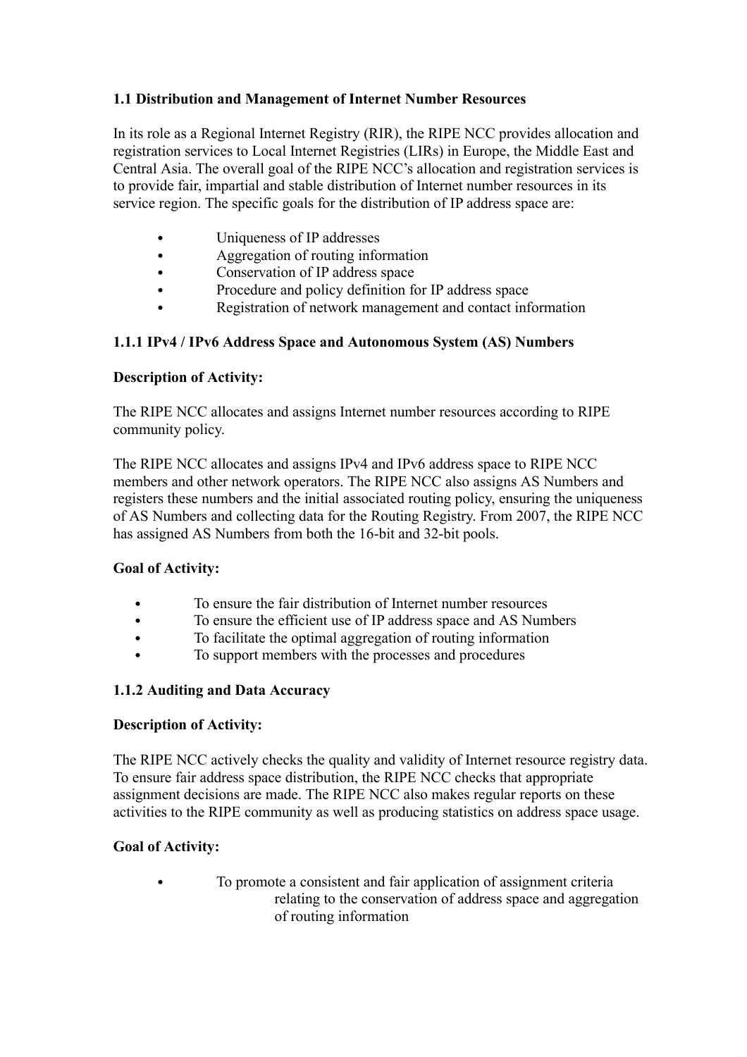### 1.1 Distribution and Management of Internet Number Resources

In its role as a Regional Internet Registry (RIR), the RIPE NCC provides allocation and registration services to Local Internet Registries (LIRs) in Europe, the Middle East and Central Asia. The overall goal of the RIPE NCC's allocation and registration services is to provide fair, impartial and stable distribution of Internet number resources in its service region. The specific goals for the distribution of IP address space are:

- Uniqueness of IP addresses
- Aggregation of routing information
- Conservation of IP address space
- Procedure and policy definition for IP address space
- Registration of network management and contact information

#### 1.1.1 IPv4 / IPv6 Address Space and Autonomous System (AS) Numbers

**Description of Activity:**

The RIPE NCC allocates and assigns Internet number resources according to RIPE community policy.

The RIPE NCC allocates and assigns IPv4 and IPv6 address space to RIPE NCC members and other network operators. The RIPE NCC also assigns AS Numbers and registers these numbers and the initial associated routing policy, ensuring the uniqueness of AS Numbers and collecting data for the Routing Registry. From 2007, the RIPE NCC has assigned AS Numbers from both the 16-bit and 32-bit pools.

**Goal of Activity:**

- To ensure the fair distribution of Internet number resources
- To ensure the efficient use of IP address space and AS Numbers
- To facilitate the optimal aggregation of routing information
- To support members with the processes and procedures

#### 1.1.2 Auditing and Data Accuracy

**Description of Activity:**

The RIPE NCC actively checks the quality and validity of Internet resource registry data. To ensure fair address space distribution, the RIPE NCC checks that appropriate assignment decisions are made. The RIPE NCC also makes regular reports on these activities to the RIPE community as well as producing statistics on address space usage.

**Goal of Activity:**

- To promote a consistent and fair application of assignment criteria relating to the conservation of address space and aggregation of routing information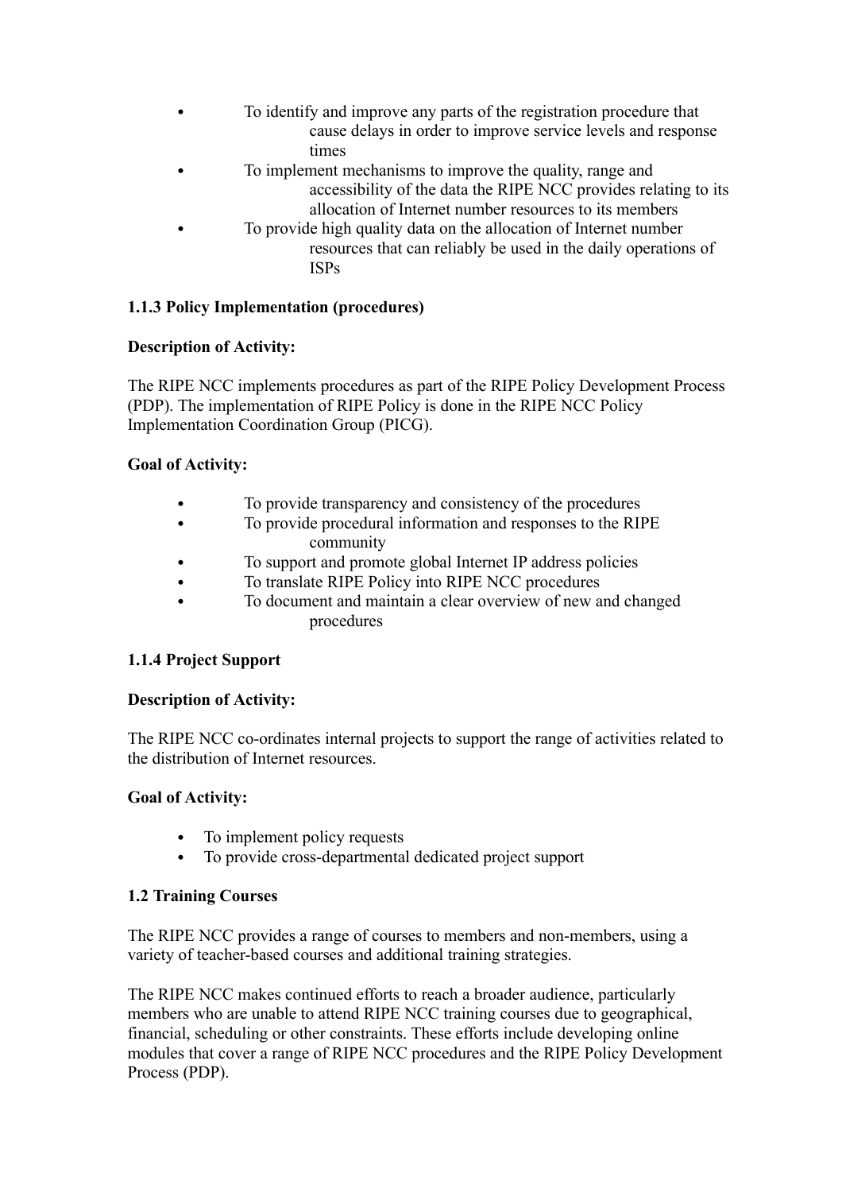- To identify and improve any parts of the registration procedure that cause delays in order to improve service levels and response times
- To implement mechanisms to improve the quality, range and accessibility of the data the RIPE NCC provides relating to its allocation of Internet number resources to its members
- To provide high quality data on the allocation of Internet number resources that can reliably be used in the daily operations of ISPs

**1.1.3 Policy Implementation (procedures)**

**Description of Activity:**

The RIPE NCC implements procedures as part of the RIPE Policy Development Process (PDP). The implementation of RIPE Policy is done in the RIPE NCC Policy Implementation Coordination Group (PICG).

**Goal of Activity:**

- To provide transparency and consistency of the procedures
- To provide procedural information and responses to the RIPE community
- To support and promote global Internet IP address policies
- To translate RIPE Policy into RIPE NCC procedures
- To document and maintain a clear overview of new and changed procedures

**1.1.4 Project Support**

**Description of Activity:**

The RIPE NCC co-ordinates internal projects to support the range of activities related to the distribution of Internet resources.

**Goal of Activity:**

- To implement policy requests
- To provide cross-departmental dedicated project support

**1.2 Training Courses**

The RIPE NCC provides a range of courses to members and non-members, using a variety of teacher-based courses and additional training strategies.

The RIPE NCC makes continued efforts to reach a broader audience, particularly members who are unable to attend RIPE NCC training courses due to geographical, financial, scheduling or other constraints. These efforts include developing online modules that cover a range of RIPE NCC procedures and the RIPE Policy Development Process (PDP).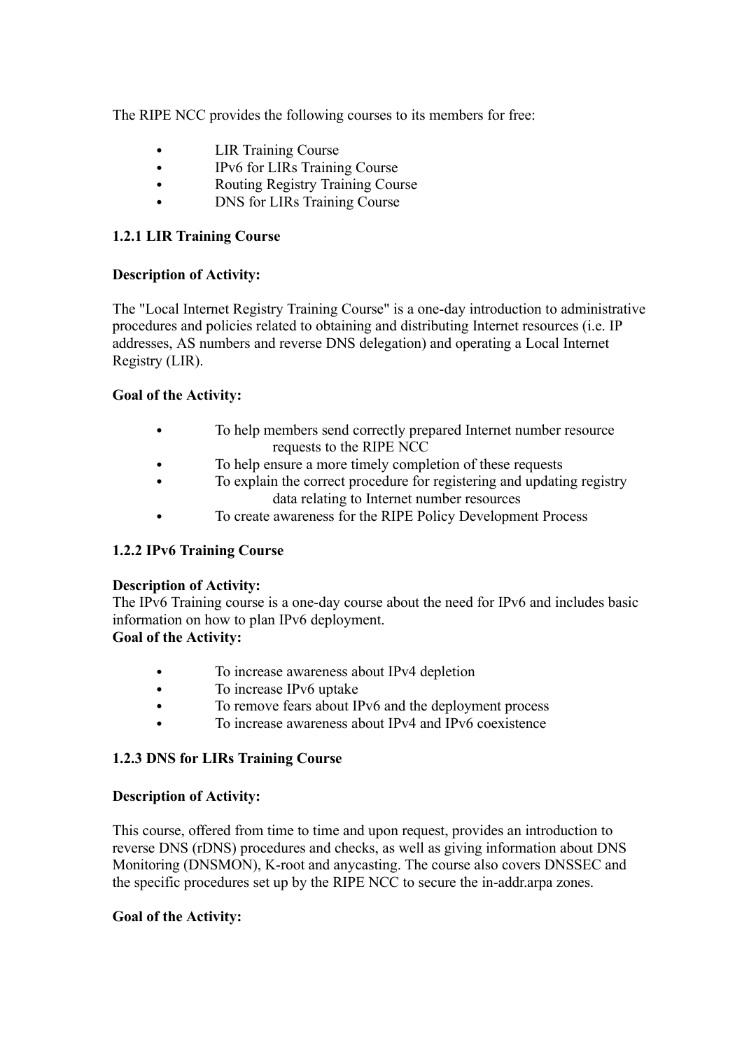The RIPE NCC provides the following courses to its members for free:

- LIR Training Course
- IPv6 for LIRs Training Course
- Routing Registry Training Course
- DNS for LIRs Training Course

### 1.2.1 LIR Training Course

**Description of Activity:**

The "Local Internet Registry Training Course" is a one-day introduction to administrative procedures and policies related to obtaining and distributing Internet resources (i.e. IP addresses, AS numbers and reverse DNS delegation) and operating a Local Internet Registry (LIR).

**Goal of the Activity:**

- To help members send correctly prepared Internet number resource requests to the RIPE NCC
- To help ensure a more timely completion of these requests
- To explain the correct procedure for registering and updating registry data relating to Internet number resources
- To create awareness for the RIPE Policy Development Process

### 1.2.2 IPv6 Training Course

**Description of Activity:**
The IPv6 Training course is a one-day course about the need for IPv6 and includes basic information on how to plan IPv6 deployment.
**Goal of the Activity:**

- To increase awareness about IPv4 depletion
- To increase IPv6 uptake
- To remove fears about IPv6 and the deployment process
- To increase awareness about IPv4 and IPv6 coexistence

### 1.2.3 DNS for LIRs Training Course

**Description of Activity:**

This course, offered from time to time and upon request, provides an introduction to reverse DNS (rDNS) procedures and checks, as well as giving information about DNS Monitoring (DNSMON), K-root and anycasting. The course also covers DNSSEC and the specific procedures set up by the RIPE NCC to secure the in-addr.arpa zones.

**Goal of the Activity:**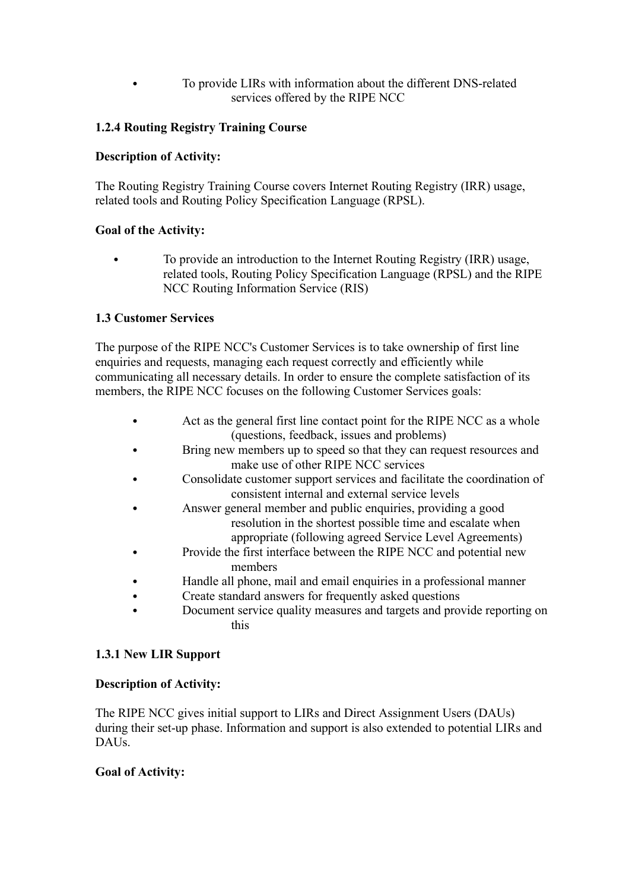- To provide LIRs with information about the different DNS-related services offered by the RIPE NCC

### 1.2.4 Routing Registry Training Course

**Description of Activity:**

The Routing Registry Training Course covers Internet Routing Registry (IRR) usage, related tools and Routing Policy Specification Language (RPSL).

**Goal of the Activity:**

- To provide an introduction to the Internet Routing Registry (IRR) usage, related tools, Routing Policy Specification Language (RPSL) and the RIPE NCC Routing Information Service (RIS)

## 1.3 Customer Services

The purpose of the RIPE NCC's Customer Services is to take ownership of first line enquiries and requests, managing each request correctly and efficiently while communicating all necessary details. In order to ensure the complete satisfaction of its members, the RIPE NCC focuses on the following Customer Services goals:

- Act as the general first line contact point for the RIPE NCC as a whole (questions, feedback, issues and problems)
- Bring new members up to speed so that they can request resources and make use of other RIPE NCC services
- Consolidate customer support services and facilitate the coordination of consistent internal and external service levels
- Answer general member and public enquiries, providing a good resolution in the shortest possible time and escalate when appropriate (following agreed Service Level Agreements)
- Provide the first interface between the RIPE NCC and potential new members
- Handle all phone, mail and email enquiries in a professional manner
- Create standard answers for frequently asked questions
- Document service quality measures and targets and provide reporting on this

### 1.3.1 New LIR Support

**Description of Activity:**

The RIPE NCC gives initial support to LIRs and Direct Assignment Users (DAUs) during their set-up phase. Information and support is also extended to potential LIRs and DAUs.

**Goal of Activity:**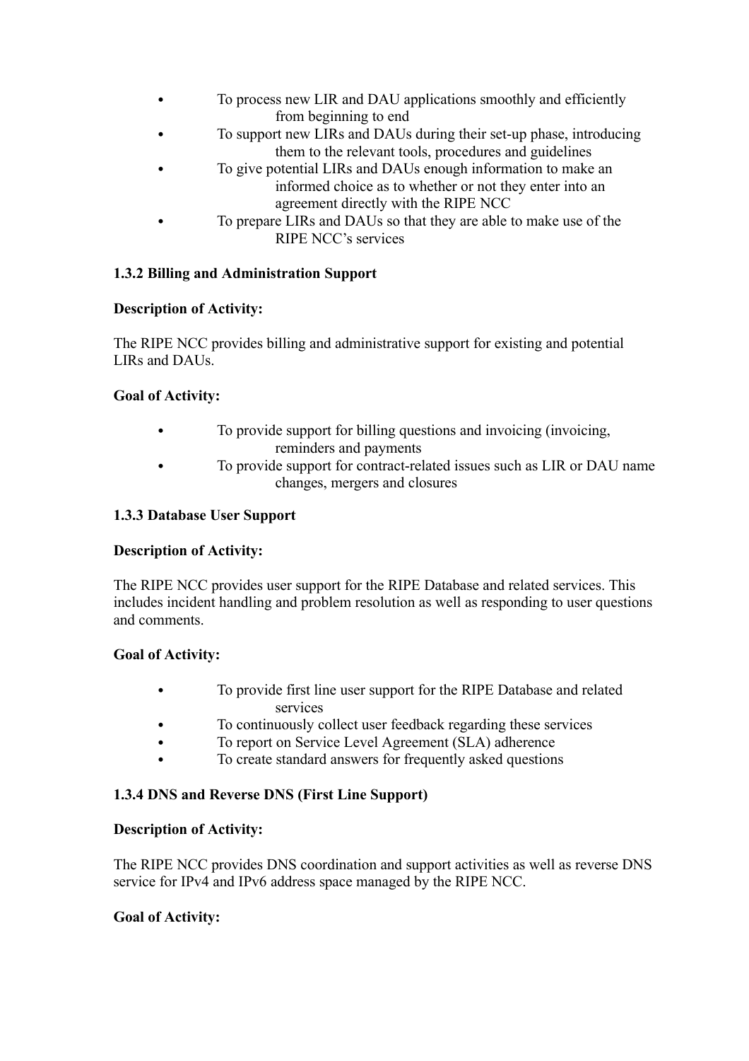- To process new LIR and DAU applications smoothly and efficiently from beginning to end
- To support new LIRs and DAUs during their set-up phase, introducing them to the relevant tools, procedures and guidelines
- To give potential LIRs and DAUs enough information to make an informed choice as to whether or not they enter into an agreement directly with the RIPE NCC
- To prepare LIRs and DAUs so that they are able to make use of the RIPE NCC's services

**1.3.2 Billing and Administration Support**

**Description of Activity:**

The RIPE NCC provides billing and administrative support for existing and potential LIRs and DAUs.

**Goal of Activity:**

- To provide support for billing questions and invoicing (invoicing, reminders and payments
- To provide support for contract-related issues such as LIR or DAU name changes, mergers and closures

**1.3.3 Database User Support**

**Description of Activity:**

The RIPE NCC provides user support for the RIPE Database and related services. This includes incident handling and problem resolution as well as responding to user questions and comments.

**Goal of Activity:**

- To provide first line user support for the RIPE Database and related services
- To continuously collect user feedback regarding these services
- To report on Service Level Agreement (SLA) adherence
- To create standard answers for frequently asked questions

**1.3.4 DNS and Reverse DNS (First Line Support)**

**Description of Activity:**

The RIPE NCC provides DNS coordination and support activities as well as reverse DNS service for IPv4 and IPv6 address space managed by the RIPE NCC.

**Goal of Activity:**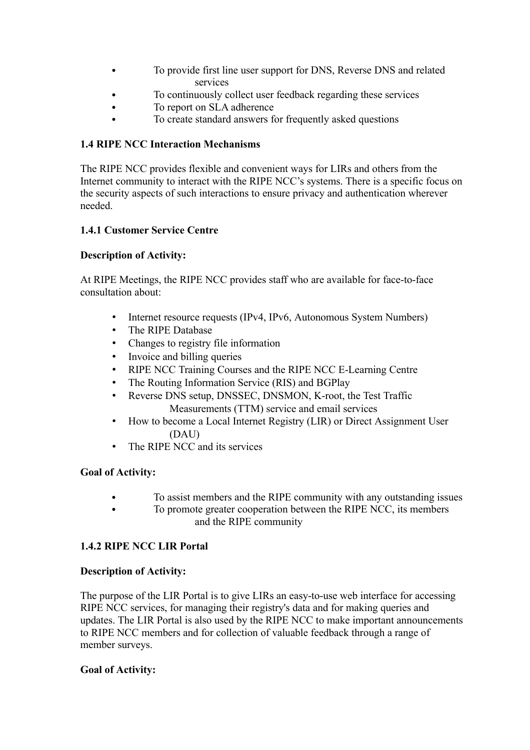- To provide first line user support for DNS, Reverse DNS and related services
- To continuously collect user feedback regarding these services
- To report on SLA adherence
- To create standard answers for frequently asked questions

### 1.4 RIPE NCC Interaction Mechanisms

The RIPE NCC provides flexible and convenient ways for LIRs and others from the Internet community to interact with the RIPE NCC's systems. There is a specific focus on the security aspects of such interactions to ensure privacy and authentication wherever needed.

#### 1.4.1 Customer Service Centre

**Description of Activity:**

At RIPE Meetings, the RIPE NCC provides staff who are available for face-to-face consultation about:

- Internet resource requests (IPv4, IPv6, Autonomous System Numbers)
- The RIPE Database
- Changes to registry file information
- Invoice and billing queries
- RIPE NCC Training Courses and the RIPE NCC E-Learning Centre
- The Routing Information Service (RIS) and BGPlay
- Reverse DNS setup, DNSSEC, DNSMON, K-root, the Test Traffic Measurements (TTM) service and email services
- How to become a Local Internet Registry (LIR) or Direct Assignment User (DAU)
- The RIPE NCC and its services

**Goal of Activity:**

- To assist members and the RIPE community with any outstanding issues
- To promote greater cooperation between the RIPE NCC, its members and the RIPE community

#### 1.4.2 RIPE NCC LIR Portal

**Description of Activity:**

The purpose of the LIR Portal is to give LIRs an easy-to-use web interface for accessing RIPE NCC services, for managing their registry's data and for making queries and updates. The LIR Portal is also used by the RIPE NCC to make important announcements to RIPE NCC members and for collection of valuable feedback through a range of member surveys.

**Goal of Activity:**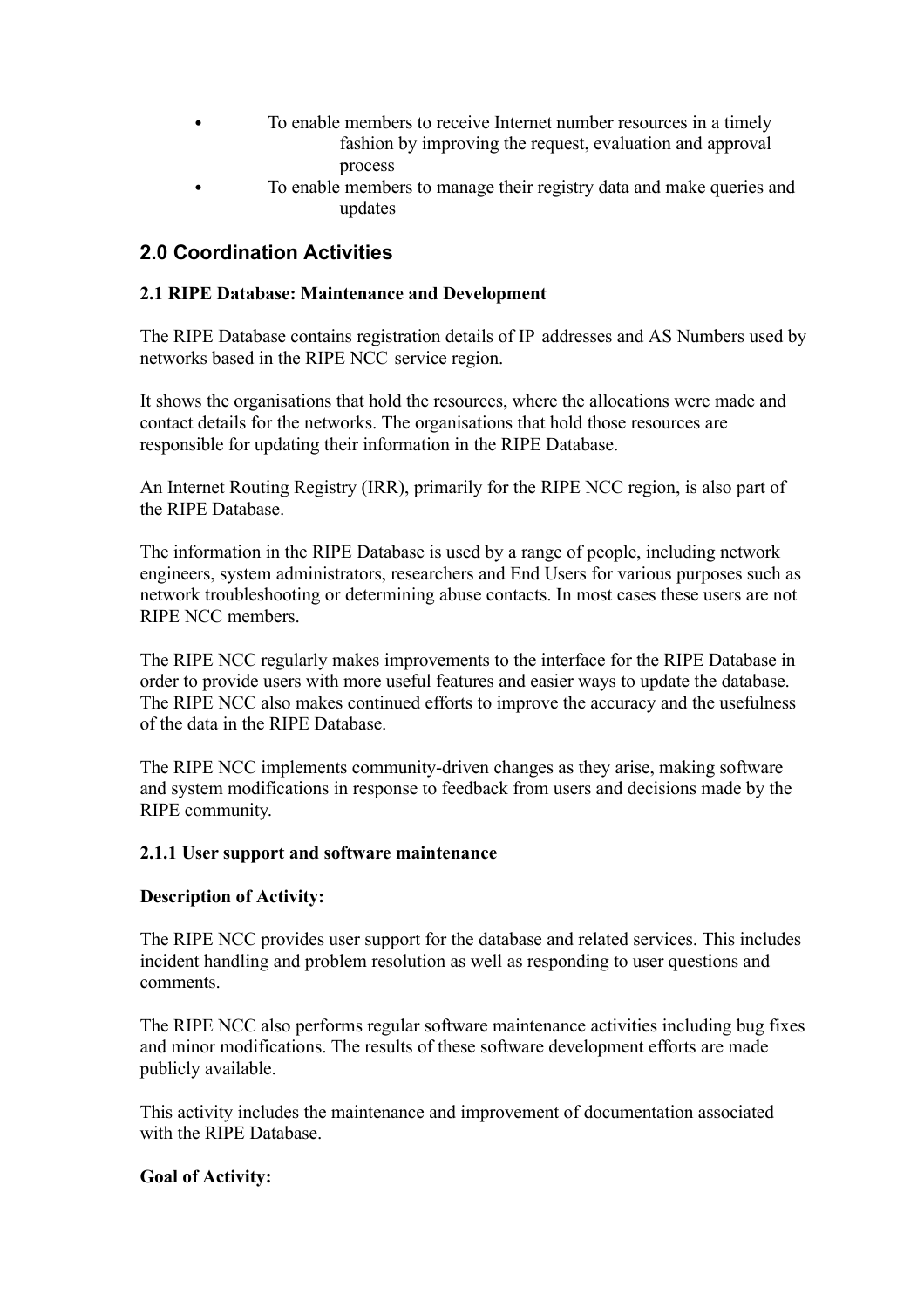- To enable members to receive Internet number resources in a timely fashion by improving the request, evaluation and approval process
- To enable members to manage their registry data and make queries and updates

## 2.0 Coordination Activities

### 2.1 RIPE Database: Maintenance and Development

The RIPE Database contains registration details of IP addresses and AS Numbers used by networks based in the RIPE NCC service region.

It shows the organisations that hold the resources, where the allocations were made and contact details for the networks. The organisations that hold those resources are responsible for updating their information in the RIPE Database.

An Internet Routing Registry (IRR), primarily for the RIPE NCC region, is also part of the RIPE Database.

The information in the RIPE Database is used by a range of people, including network engineers, system administrators, researchers and End Users for various purposes such as network troubleshooting or determining abuse contacts. In most cases these users are not RIPE NCC members.

The RIPE NCC regularly makes improvements to the interface for the RIPE Database in order to provide users with more useful features and easier ways to update the database. The RIPE NCC also makes continued efforts to improve the accuracy and the usefulness of the data in the RIPE Database.

The RIPE NCC implements community-driven changes as they arise, making software and system modifications in response to feedback from users and decisions made by the RIPE community.

#### 2.1.1 User support and software maintenance

**Description of Activity:**

The RIPE NCC provides user support for the database and related services. This includes incident handling and problem resolution as well as responding to user questions and comments.

The RIPE NCC also performs regular software maintenance activities including bug fixes and minor modifications. The results of these software development efforts are made publicly available.

This activity includes the maintenance and improvement of documentation associated with the RIPE Database.

**Goal of Activity:**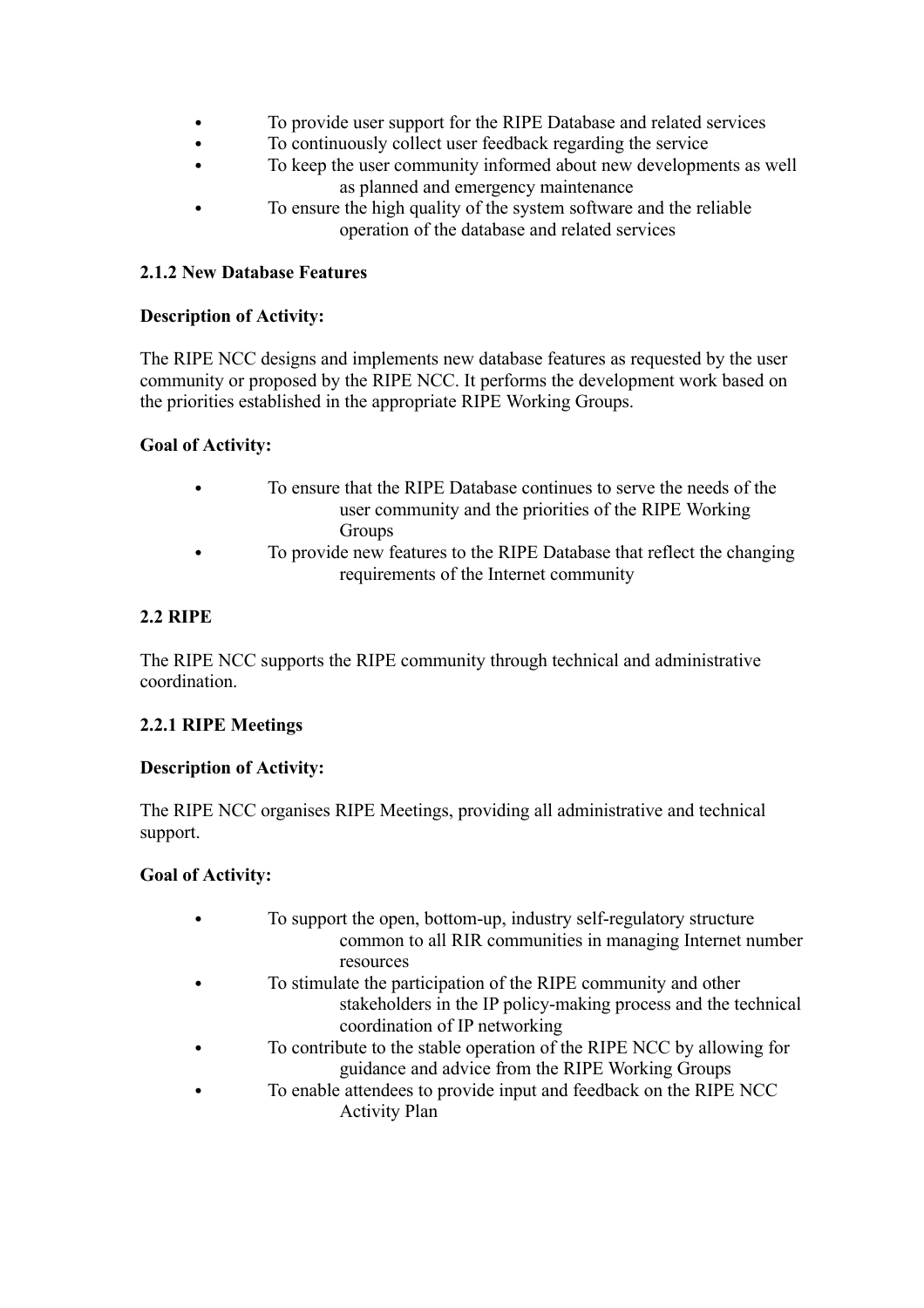- To provide user support for the RIPE Database and related services
- To continuously collect user feedback regarding the service
- To keep the user community informed about new developments as well as planned and emergency maintenance
- To ensure the high quality of the system software and the reliable operation of the database and related services

**2.1.2 New Database Features**

**Description of Activity:**

The RIPE NCC designs and implements new database features as requested by the user community or proposed by the RIPE NCC. It performs the development work based on the priorities established in the appropriate RIPE Working Groups.

**Goal of Activity:**

- To ensure that the RIPE Database continues to serve the needs of the user community and the priorities of the RIPE Working Groups
- To provide new features to the RIPE Database that reflect the changing requirements of the Internet community

**2.2 RIPE**

The RIPE NCC supports the RIPE community through technical and administrative coordination.

**2.2.1 RIPE Meetings**

**Description of Activity:**

The RIPE NCC organises RIPE Meetings, providing all administrative and technical support.

**Goal of Activity:**

- To support the open, bottom-up, industry self-regulatory structure common to all RIR communities in managing Internet number resources
- To stimulate the participation of the RIPE community and other stakeholders in the IP policy-making process and the technical coordination of IP networking
- To contribute to the stable operation of the RIPE NCC by allowing for guidance and advice from the RIPE Working Groups
- To enable attendees to provide input and feedback on the RIPE NCC Activity Plan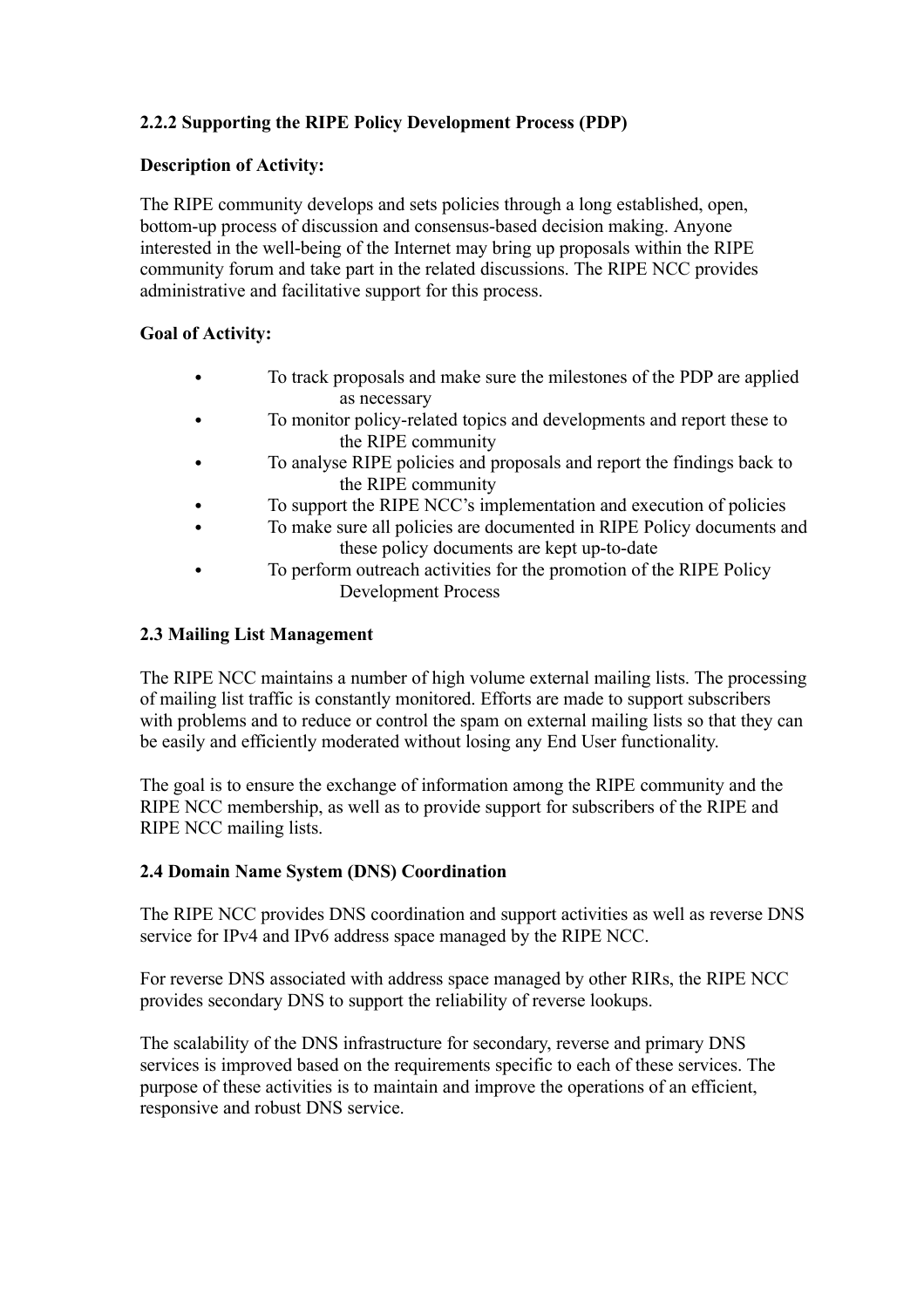### 2.2.2 Supporting the RIPE Policy Development Process (PDP)

**Description of Activity:**

The RIPE community develops and sets policies through a long established, open, bottom-up process of discussion and consensus-based decision making. Anyone interested in the well-being of the Internet may bring up proposals within the RIPE community forum and take part in the related discussions. The RIPE NCC provides administrative and facilitative support for this process.

**Goal of Activity:**

- To track proposals and make sure the milestones of the PDP are applied as necessary
- To monitor policy-related topics and developments and report these to the RIPE community
- To analyse RIPE policies and proposals and report the findings back to the RIPE community
- To support the RIPE NCC's implementation and execution of policies
- To make sure all policies are documented in RIPE Policy documents and these policy documents are kept up-to-date
- To perform outreach activities for the promotion of the RIPE Policy Development Process

## 2.3 Mailing List Management

The RIPE NCC maintains a number of high volume external mailing lists. The processing of mailing list traffic is constantly monitored. Efforts are made to support subscribers with problems and to reduce or control the spam on external mailing lists so that they can be easily and efficiently moderated without losing any End User functionality.

The goal is to ensure the exchange of information among the RIPE community and the RIPE NCC membership, as well as to provide support for subscribers of the RIPE and RIPE NCC mailing lists.

## 2.4 Domain Name System (DNS) Coordination

The RIPE NCC provides DNS coordination and support activities as well as reverse DNS service for IPv4 and IPv6 address space managed by the RIPE NCC.

For reverse DNS associated with address space managed by other RIRs, the RIPE NCC provides secondary DNS to support the reliability of reverse lookups.

The scalability of the DNS infrastructure for secondary, reverse and primary DNS services is improved based on the requirements specific to each of these services. The purpose of these activities is to maintain and improve the operations of an efficient, responsive and robust DNS service.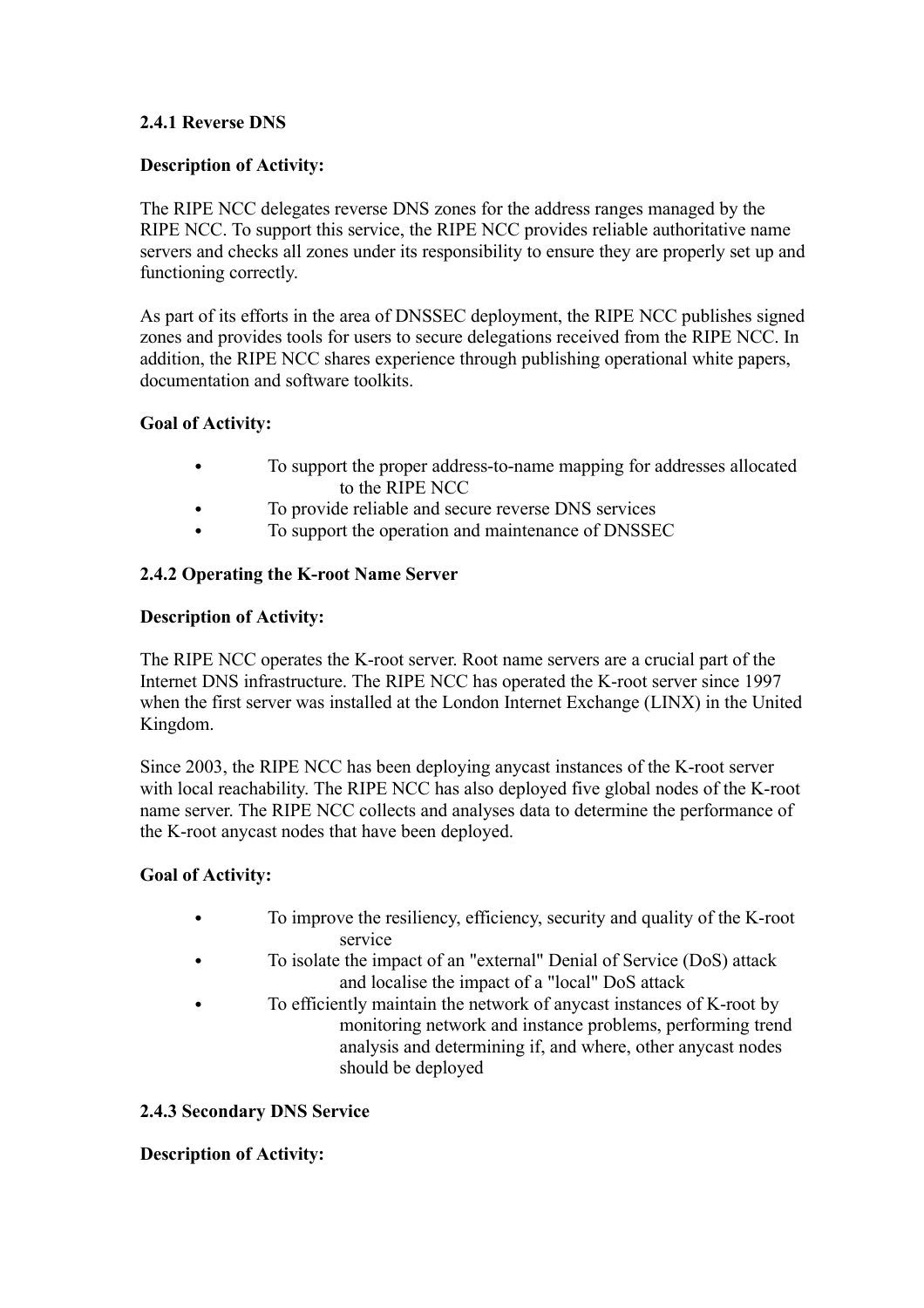### 2.4.1 Reverse DNS

**Description of Activity:**

The RIPE NCC delegates reverse DNS zones for the address ranges managed by the RIPE NCC. To support this service, the RIPE NCC provides reliable authoritative name servers and checks all zones under its responsibility to ensure they are properly set up and functioning correctly.

As part of its efforts in the area of DNSSEC deployment, the RIPE NCC publishes signed zones and provides tools for users to secure delegations received from the RIPE NCC. In addition, the RIPE NCC shares experience through publishing operational white papers, documentation and software toolkits.

**Goal of Activity:**

- To support the proper address-to-name mapping for addresses allocated to the RIPE NCC
- To provide reliable and secure reverse DNS services
- To support the operation and maintenance of DNSSEC

### 2.4.2 Operating the K-root Name Server

**Description of Activity:**

The RIPE NCC operates the K-root server. Root name servers are a crucial part of the Internet DNS infrastructure. The RIPE NCC has operated the K-root server since 1997 when the first server was installed at the London Internet Exchange (LINX) in the United Kingdom.

Since 2003, the RIPE NCC has been deploying anycast instances of the K-root server with local reachability. The RIPE NCC has also deployed five global nodes of the K-root name server. The RIPE NCC collects and analyses data to determine the performance of the K-root anycast nodes that have been deployed.

**Goal of Activity:**

- To improve the resiliency, efficiency, security and quality of the K-root service
- To isolate the impact of an "external" Denial of Service (DoS) attack and localise the impact of a "local" DoS attack
- To efficiently maintain the network of anycast instances of K-root by monitoring network and instance problems, performing trend analysis and determining if, and where, other anycast nodes should be deployed

### 2.4.3 Secondary DNS Service

**Description of Activity:**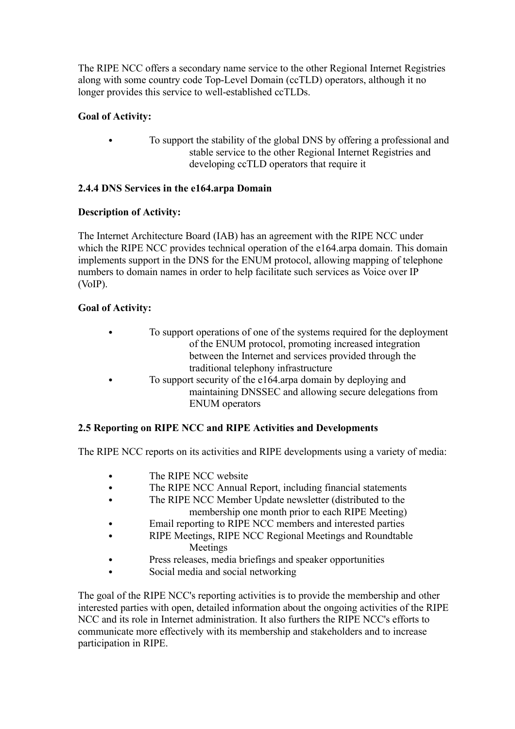The RIPE NCC offers a secondary name service to the other Regional Internet Registries along with some country code Top-Level Domain (ccTLD) operators, although it no longer provides this service to well-established ccTLDs.

**Goal of Activity:**

- To support the stability of the global DNS by offering a professional and stable service to the other Regional Internet Registries and developing ccTLD operators that require it

### 2.4.4 DNS Services in the e164.arpa Domain

**Description of Activity:**

The Internet Architecture Board (IAB) has an agreement with the RIPE NCC under which the RIPE NCC provides technical operation of the e164.arpa domain. This domain implements support in the DNS for the ENUM protocol, allowing mapping of telephone numbers to domain names in order to help facilitate such services as Voice over IP (VoIP).

**Goal of Activity:**

- To support operations of one of the systems required for the deployment of the ENUM protocol, promoting increased integration between the Internet and services provided through the traditional telephony infrastructure
- To support security of the e164.arpa domain by deploying and maintaining DNSSEC and allowing secure delegations from ENUM operators

## 2.5 Reporting on RIPE NCC and RIPE Activities and Developments

The RIPE NCC reports on its activities and RIPE developments using a variety of media:

- The RIPE NCC website
- The RIPE NCC Annual Report, including financial statements
- The RIPE NCC Member Update newsletter (distributed to the membership one month prior to each RIPE Meeting)
- Email reporting to RIPE NCC members and interested parties
- RIPE Meetings, RIPE NCC Regional Meetings and Roundtable Meetings
- Press releases, media briefings and speaker opportunities
- Social media and social networking

The goal of the RIPE NCC's reporting activities is to provide the membership and other interested parties with open, detailed information about the ongoing activities of the RIPE NCC and its role in Internet administration. It also furthers the RIPE NCC's efforts to communicate more effectively with its membership and stakeholders and to increase participation in RIPE.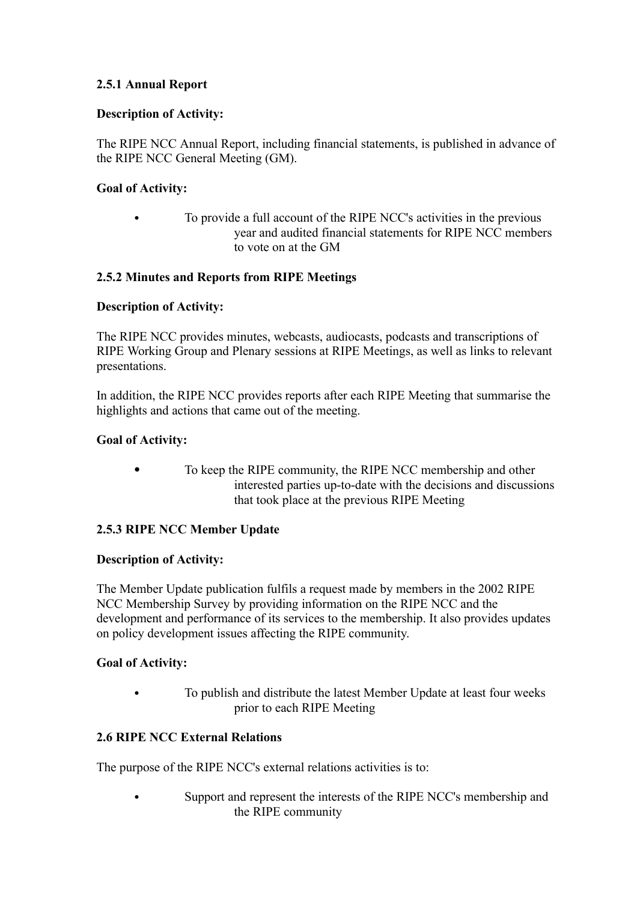### 2.5.1 Annual Report

**Description of Activity:**

The RIPE NCC Annual Report, including financial statements, is published in advance of the RIPE NCC General Meeting (GM).

**Goal of Activity:**

- To provide a full account of the RIPE NCC's activities in the previous year and audited financial statements for RIPE NCC members to vote on at the GM

### 2.5.2 Minutes and Reports from RIPE Meetings

**Description of Activity:**

The RIPE NCC provides minutes, webcasts, audiocasts, podcasts and transcriptions of RIPE Working Group and Plenary sessions at RIPE Meetings, as well as links to relevant presentations.

In addition, the RIPE NCC provides reports after each RIPE Meeting that summarise the highlights and actions that came out of the meeting.

**Goal of Activity:**

- To keep the RIPE community, the RIPE NCC membership and other interested parties up-to-date with the decisions and discussions that took place at the previous RIPE Meeting

### 2.5.3 RIPE NCC Member Update

**Description of Activity:**

The Member Update publication fulfils a request made by members in the 2002 RIPE NCC Membership Survey by providing information on the RIPE NCC and the development and performance of its services to the membership. It also provides updates on policy development issues affecting the RIPE community.

**Goal of Activity:**

- To publish and distribute the latest Member Update at least four weeks prior to each RIPE Meeting

## 2.6 RIPE NCC External Relations

The purpose of the RIPE NCC's external relations activities is to:

- Support and represent the interests of the RIPE NCC's membership and the RIPE community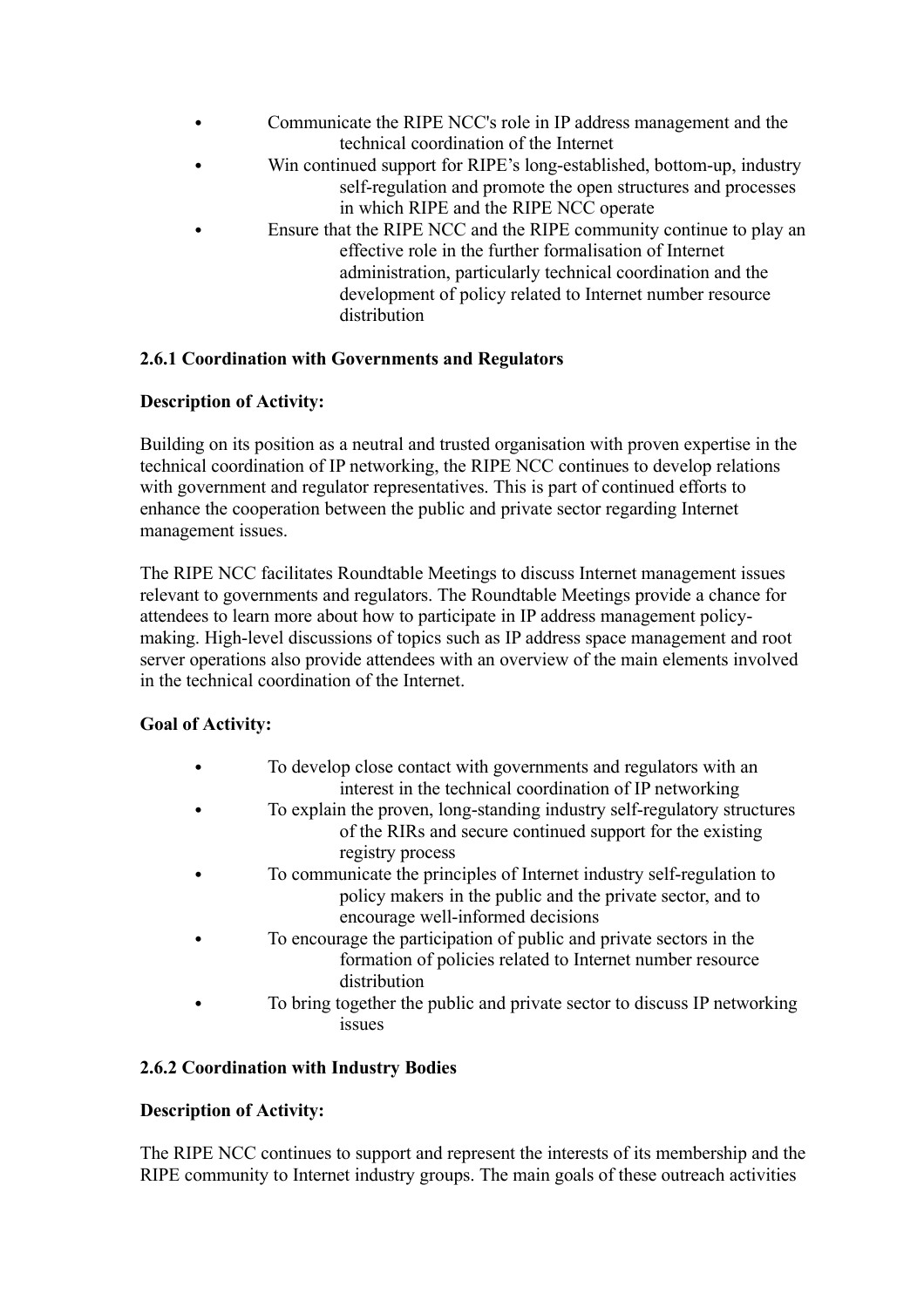- Communicate the RIPE NCC's role in IP address management and the technical coordination of the Internet
- Win continued support for RIPE's long-established, bottom-up, industry self-regulation and promote the open structures and processes in which RIPE and the RIPE NCC operate
- Ensure that the RIPE NCC and the RIPE community continue to play an effective role in the further formalisation of Internet administration, particularly technical coordination and the development of policy related to Internet number resource distribution

### 2.6.1 Coordination with Governments and Regulators

**Description of Activity:**

Building on its position as a neutral and trusted organisation with proven expertise in the technical coordination of IP networking, the RIPE NCC continues to develop relations with government and regulator representatives. This is part of continued efforts to enhance the cooperation between the public and private sector regarding Internet management issues.

The RIPE NCC facilitates Roundtable Meetings to discuss Internet management issues relevant to governments and regulators. The Roundtable Meetings provide a chance for attendees to learn more about how to participate in IP address management policy-making. High-level discussions of topics such as IP address space management and root server operations also provide attendees with an overview of the main elements involved in the technical coordination of the Internet.

**Goal of Activity:**

- To develop close contact with governments and regulators with an interest in the technical coordination of IP networking
- To explain the proven, long-standing industry self-regulatory structures of the RIRs and secure continued support for the existing registry process
- To communicate the principles of Internet industry self-regulation to policy makers in the public and the private sector, and to encourage well-informed decisions
- To encourage the participation of public and private sectors in the formation of policies related to Internet number resource distribution
- To bring together the public and private sector to discuss IP networking issues

### 2.6.2 Coordination with Industry Bodies

**Description of Activity:**

The RIPE NCC continues to support and represent the interests of its membership and the RIPE community to Internet industry groups. The main goals of these outreach activities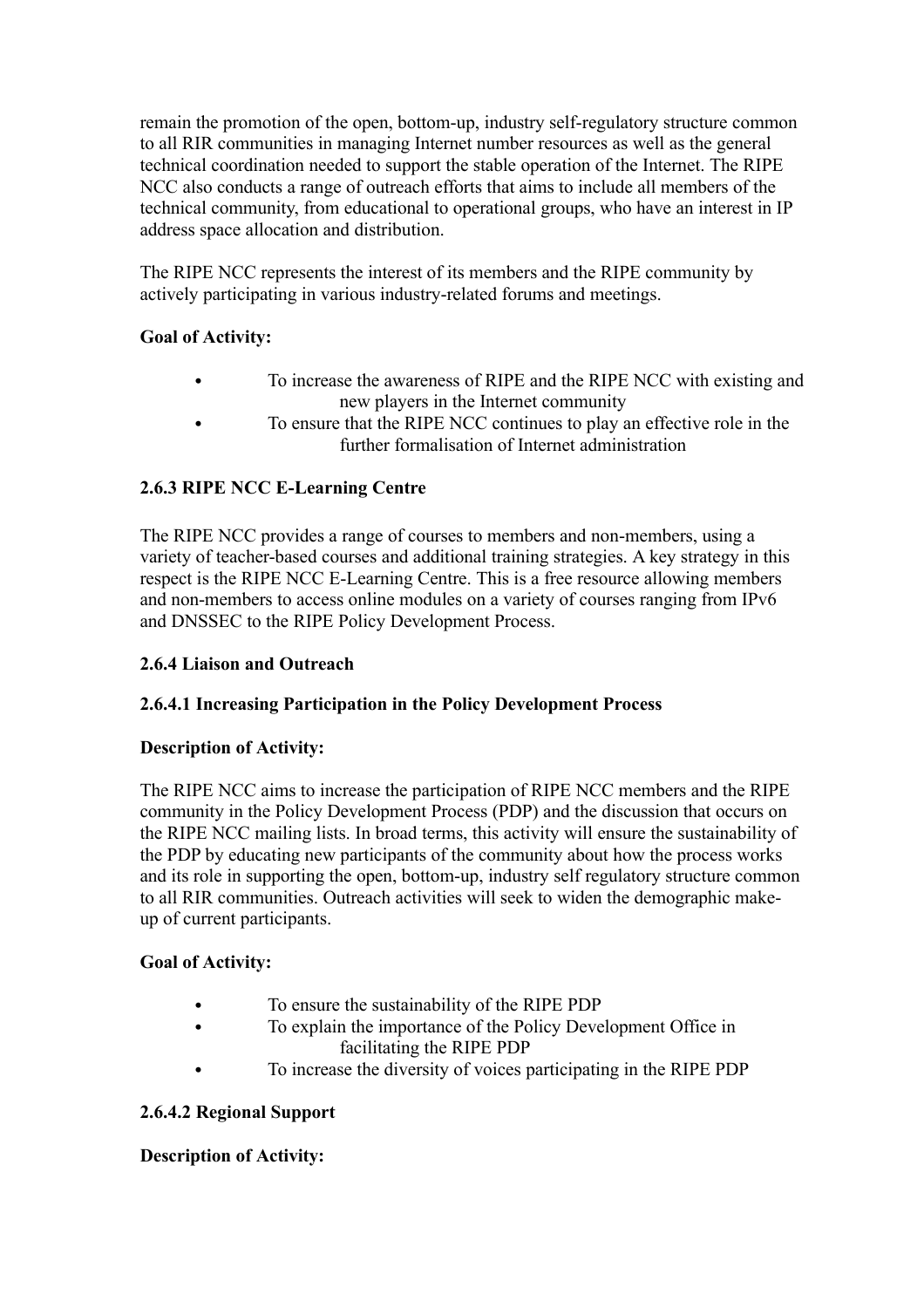remain the promotion of the open, bottom-up, industry self-regulatory structure common to all RIR communities in managing Internet number resources as well as the general technical coordination needed to support the stable operation of the Internet. The RIPE NCC also conducts a range of outreach efforts that aims to include all members of the technical community, from educational to operational groups, who have an interest in IP address space allocation and distribution.

The RIPE NCC represents the interest of its members and the RIPE community by actively participating in various industry-related forums and meetings.

**Goal of Activity:**

- To increase the awareness of RIPE and the RIPE NCC with existing and new players in the Internet community
- To ensure that the RIPE NCC continues to play an effective role in the further formalisation of Internet administration

### 2.6.3 RIPE NCC E-Learning Centre

The RIPE NCC provides a range of courses to members and non-members, using a variety of teacher-based courses and additional training strategies. A key strategy in this respect is the RIPE NCC E-Learning Centre. This is a free resource allowing members and non-members to access online modules on a variety of courses ranging from IPv6 and DNSSEC to the RIPE Policy Development Process.

### 2.6.4 Liaison and Outreach

#### 2.6.4.1 Increasing Participation in the Policy Development Process

**Description of Activity:**

The RIPE NCC aims to increase the participation of RIPE NCC members and the RIPE community in the Policy Development Process (PDP) and the discussion that occurs on the RIPE NCC mailing lists. In broad terms, this activity will ensure the sustainability of the PDP by educating new participants of the community about how the process works and its role in supporting the open, bottom-up, industry self regulatory structure common to all RIR communities. Outreach activities will seek to widen the demographic make-up of current participants.

**Goal of Activity:**

- To ensure the sustainability of the RIPE PDP
- To explain the importance of the Policy Development Office in facilitating the RIPE PDP
- To increase the diversity of voices participating in the RIPE PDP

#### 2.6.4.2 Regional Support

**Description of Activity:**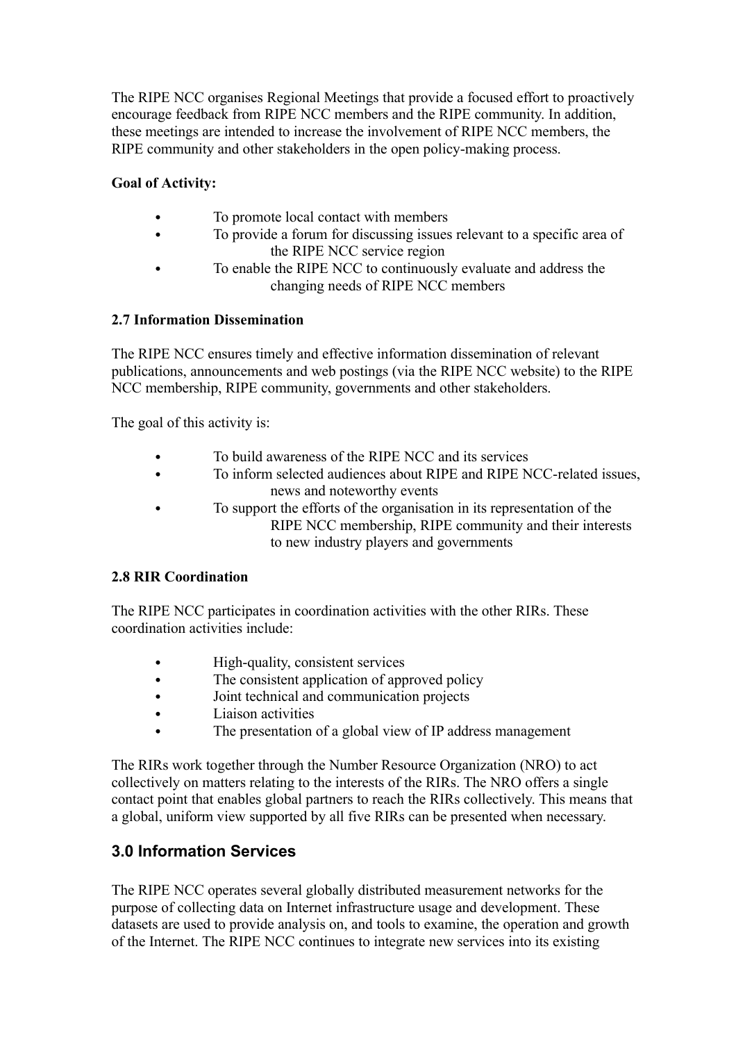The RIPE NCC organises Regional Meetings that provide a focused effort to proactively encourage feedback from RIPE NCC members and the RIPE community. In addition, these meetings are intended to increase the involvement of RIPE NCC members, the RIPE community and other stakeholders in the open policy-making process.

**Goal of Activity:**

- To promote local contact with members
- To provide a forum for discussing issues relevant to a specific area of the RIPE NCC service region
- To enable the RIPE NCC to continuously evaluate and address the changing needs of RIPE NCC members

**2.7 Information Dissemination**

The RIPE NCC ensures timely and effective information dissemination of relevant publications, announcements and web postings (via the RIPE NCC website) to the RIPE NCC membership, RIPE community, governments and other stakeholders.

The goal of this activity is:

- To build awareness of the RIPE NCC and its services
- To inform selected audiences about RIPE and RIPE NCC-related issues, news and noteworthy events
- To support the efforts of the organisation in its representation of the RIPE NCC membership, RIPE community and their interests to new industry players and governments

**2.8 RIR Coordination**

The RIPE NCC participates in coordination activities with the other RIRs. These coordination activities include:

- High-quality, consistent services
- The consistent application of approved policy
- Joint technical and communication projects
- Liaison activities
- The presentation of a global view of IP address management

The RIRs work together through the Number Resource Organization (NRO) to act collectively on matters relating to the interests of the RIRs. The NRO offers a single contact point that enables global partners to reach the RIRs collectively. This means that a global, uniform view supported by all five RIRs can be presented when necessary.

## 3.0 Information Services

The RIPE NCC operates several globally distributed measurement networks for the purpose of collecting data on Internet infrastructure usage and development. These datasets are used to provide analysis on, and tools to examine, the operation and growth of the Internet. The RIPE NCC continues to integrate new services into its existing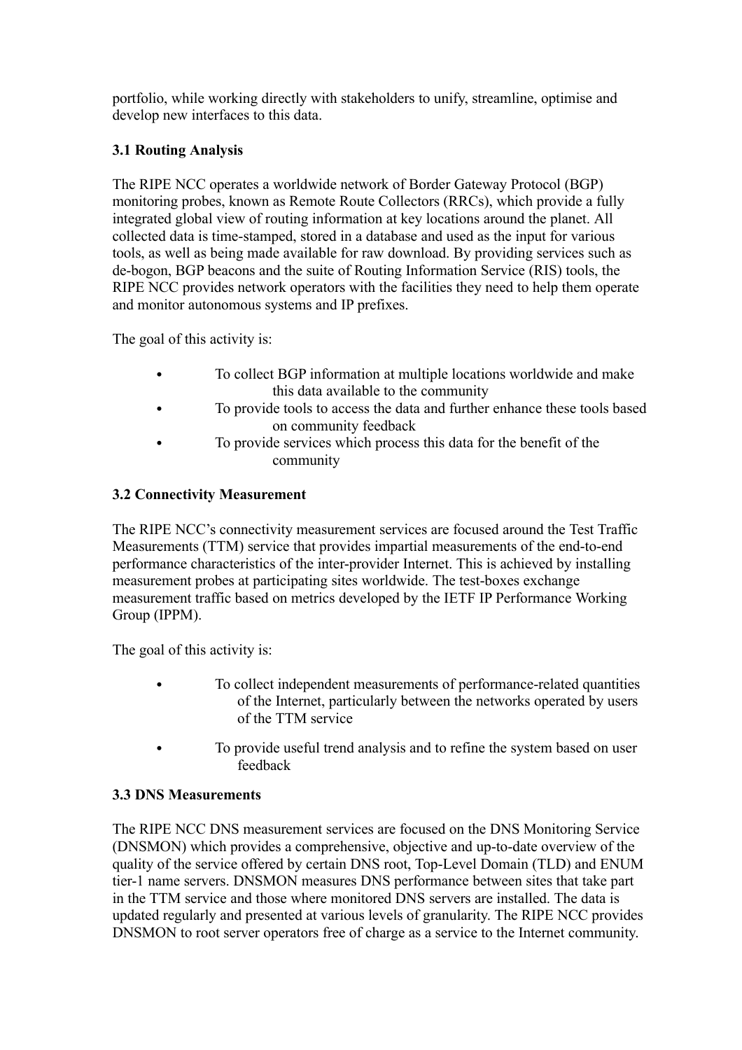portfolio, while working directly with stakeholders to unify, streamline, optimise and develop new interfaces to this data.

### 3.1 Routing Analysis

The RIPE NCC operates a worldwide network of Border Gateway Protocol (BGP) monitoring probes, known as Remote Route Collectors (RRCs), which provide a fully integrated global view of routing information at key locations around the planet. All collected data is time-stamped, stored in a database and used as the input for various tools, as well as being made available for raw download. By providing services such as de-bogon, BGP beacons and the suite of Routing Information Service (RIS) tools, the RIPE NCC provides network operators with the facilities they need to help them operate and monitor autonomous systems and IP prefixes.

The goal of this activity is:

- To collect BGP information at multiple locations worldwide and make this data available to the community
- To provide tools to access the data and further enhance these tools based on community feedback
- To provide services which process this data for the benefit of the community

### 3.2 Connectivity Measurement

The RIPE NCC's connectivity measurement services are focused around the Test Traffic Measurements (TTM) service that provides impartial measurements of the end-to-end performance characteristics of the inter-provider Internet. This is achieved by installing measurement probes at participating sites worldwide. The test-boxes exchange measurement traffic based on metrics developed by the IETF IP Performance Working Group (IPPM).

The goal of this activity is:

- To collect independent measurements of performance-related quantities of the Internet, particularly between the networks operated by users of the TTM service
- To provide useful trend analysis and to refine the system based on user feedback

### 3.3 DNS Measurements

The RIPE NCC DNS measurement services are focused on the DNS Monitoring Service (DNSMON) which provides a comprehensive, objective and up-to-date overview of the quality of the service offered by certain DNS root, Top-Level Domain (TLD) and ENUM tier-1 name servers. DNSMON measures DNS performance between sites that take part in the TTM service and those where monitored DNS servers are installed. The data is updated regularly and presented at various levels of granularity. The RIPE NCC provides DNSMON to root server operators free of charge as a service to the Internet community.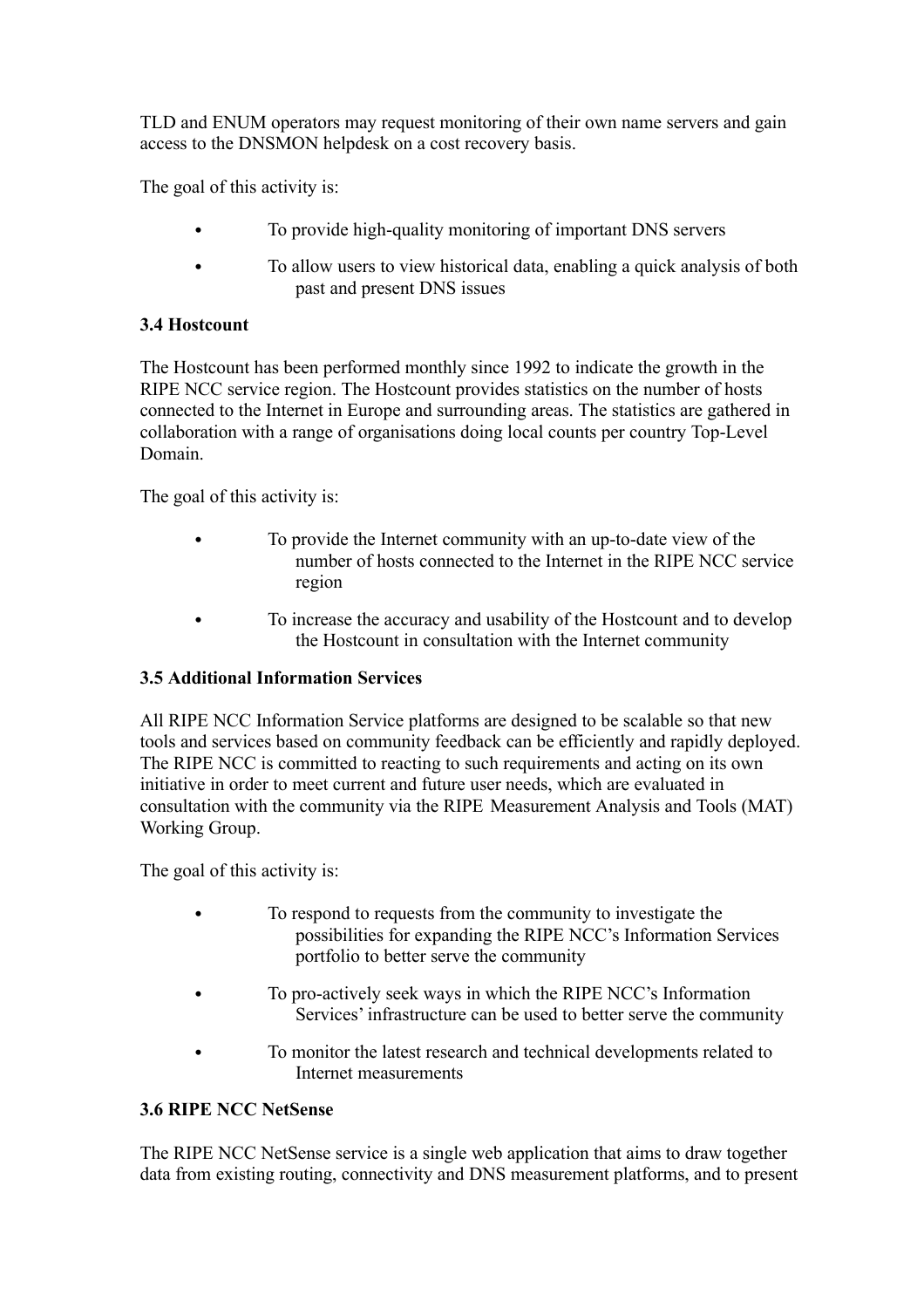TLD and ENUM operators may request monitoring of their own name servers and gain access to the DNSMON helpdesk on a cost recovery basis.

The goal of this activity is:

- To provide high-quality monitoring of important DNS servers
- To allow users to view historical data, enabling a quick analysis of both past and present DNS issues

### 3.4 Hostcount

The Hostcount has been performed monthly since 1992 to indicate the growth in the RIPE NCC service region. The Hostcount provides statistics on the number of hosts connected to the Internet in Europe and surrounding areas. The statistics are gathered in collaboration with a range of organisations doing local counts per country Top-Level Domain.

The goal of this activity is:

- To provide the Internet community with an up-to-date view of the number of hosts connected to the Internet in the RIPE NCC service region
- To increase the accuracy and usability of the Hostcount and to develop the Hostcount in consultation with the Internet community

### 3.5 Additional Information Services

All RIPE NCC Information Service platforms are designed to be scalable so that new tools and services based on community feedback can be efficiently and rapidly deployed. The RIPE NCC is committed to reacting to such requirements and acting on its own initiative in order to meet current and future user needs, which are evaluated in consultation with the community via the RIPE Measurement Analysis and Tools (MAT) Working Group.

The goal of this activity is:

- To respond to requests from the community to investigate the possibilities for expanding the RIPE NCC's Information Services portfolio to better serve the community
- To pro-actively seek ways in which the RIPE NCC's Information Services' infrastructure can be used to better serve the community
- To monitor the latest research and technical developments related to Internet measurements

### 3.6 RIPE NCC NetSense

The RIPE NCC NetSense service is a single web application that aims to draw together data from existing routing, connectivity and DNS measurement platforms, and to present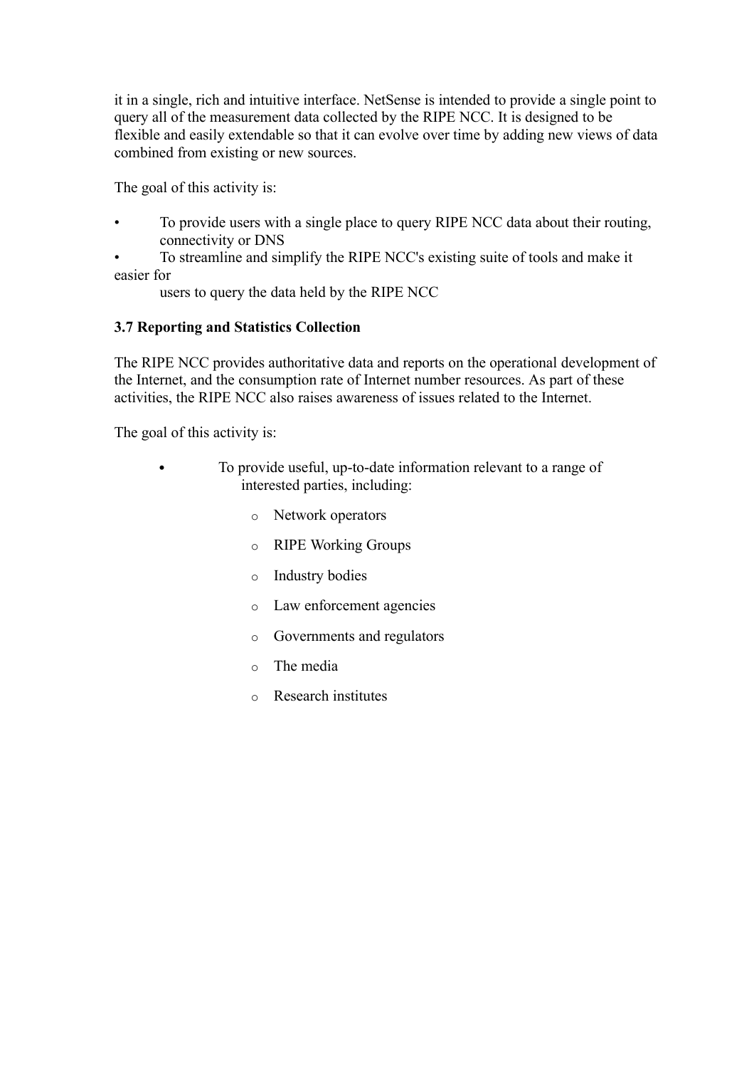it in a single, rich and intuitive interface. NetSense is intended to provide a single point to query all of the measurement data collected by the RIPE NCC. It is designed to be flexible and easily extendable so that it can evolve over time by adding new views of data combined from existing or new sources.

The goal of this activity is:

- To provide users with a single place to query RIPE NCC data about their routing, connectivity or DNS
- To streamline and simplify the RIPE NCC's existing suite of tools and make it easier for users to query the data held by the RIPE NCC

**3.7 Reporting and Statistics Collection**

The RIPE NCC provides authoritative data and reports on the operational development of the Internet, and the consumption rate of Internet number resources. As part of these activities, the RIPE NCC also raises awareness of issues related to the Internet.

The goal of this activity is:

- To provide useful, up-to-date information relevant to a range of interested parties, including:
  - Network operators
  - RIPE Working Groups
  - Industry bodies
  - Law enforcement agencies
  - Governments and regulators
  - The media
  - Research institutes